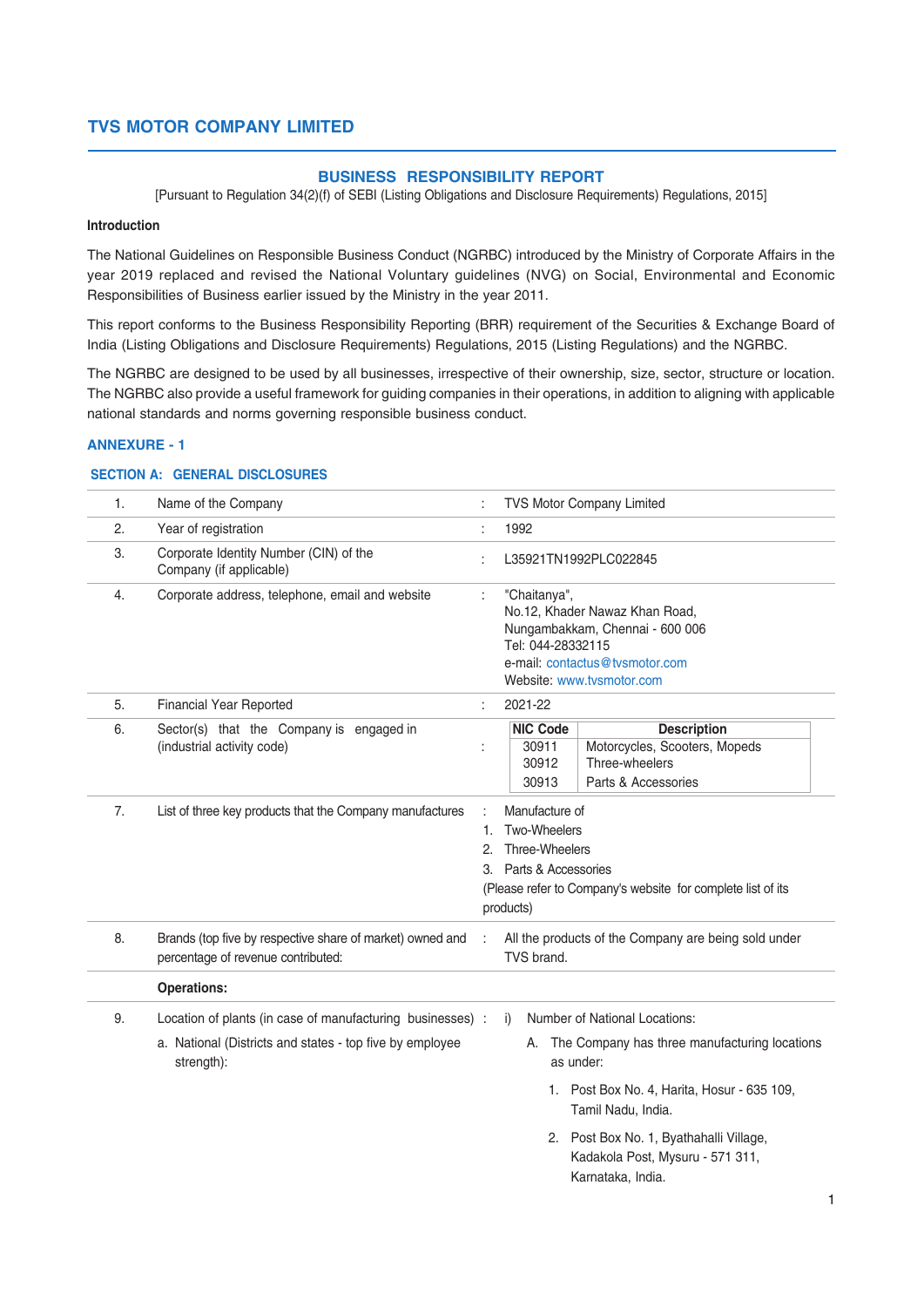# TVS MOTOR COMPANY LIMITED

## BUSINESS RESPONSIBILITY REPORT

[Pursuant to Regulation 34(2)(f) of SEBI (Listing Obligations and Disclosure Requirements) Regulations, 2015]

**Introduction**

The National Guidelines on Responsible Business Conduct (NGRBC) introduced by the Ministry of Corporate Affairs in the year 2019 replaced and revised the National Voluntary guidelines (NVG) on Social, Environmental and Economic Responsibilities of Business earlier issued by the Ministry in the year 2011.

This report conforms to the Business Responsibility Reporting (BRR) requirement of the Securities & Exchange Board of India (Listing Obligations and Disclosure Requirements) Regulations, 2015 (Listing Regulations) and the NGRBC.

The NGRBC are designed to be used by all businesses, irrespective of their ownership, size, sector, structure or location. The NGRBC also provide a useful framework for guiding companies in their operations, in addition to aligning with applicable national standards and norms governing responsible business conduct.

### ANNEXURE - 1

### SECTION A: GENERAL DISCLOSURES

| | | | |
|---|---|---|---|
| 1. | Name of the Company | : | TVS Motor Company Limited |
| 2. | Year of registration | : | 1992 |
| 3. | Corporate Identity Number (CIN) of the Company (if applicable) | : | L35921TN1992PLC022845 |
| 4. | Corporate address, telephone, email and website | : | "Chaitanya", No.12, Khader Nawaz Khan Road, Nungambakkam, Chennai - 600 006<br>Tel: 044-28332115<br>e-mail: contactus@tvsmotor.com<br>Website: www.tvsmotor.com |
| 5. | Financial Year Reported | : | 2021-22 |
| 6. | Sector(s) that the Company is engaged in (industrial activity code) | : | **NIC Code** – **Description**<br>30911 – Motorcycles, Scooters, Mopeds<br>30912 – Three-wheelers<br>30913 – Parts & Accessories |
| 7. | List of three key products that the Company manufactures | : | Manufacture of<br>1. Two-Wheelers<br>2. Three-Wheelers<br>3. Parts & Accessories<br>(Please refer to Company's website for complete list of its products) |
| 8. | Brands (top five by respective share of market) owned and percentage of revenue contributed: | : | All the products of the Company are being sold under TVS brand. |
| | **Operations:** | | |
| 9. | Location of plants (in case of manufacturing businesses)<br>a. National (Districts and states - top five by employee strength): | : | i) Number of National Locations:<br>A. The Company has three manufacturing locations as under:<br>1. Post Box No. 4, Harita, Hosur - 635 109, Tamil Nadu, India.<br>2. Post Box No. 1, Byathahalli Village, Kadakola Post, Mysuru - 571 311, Karnataka, India. |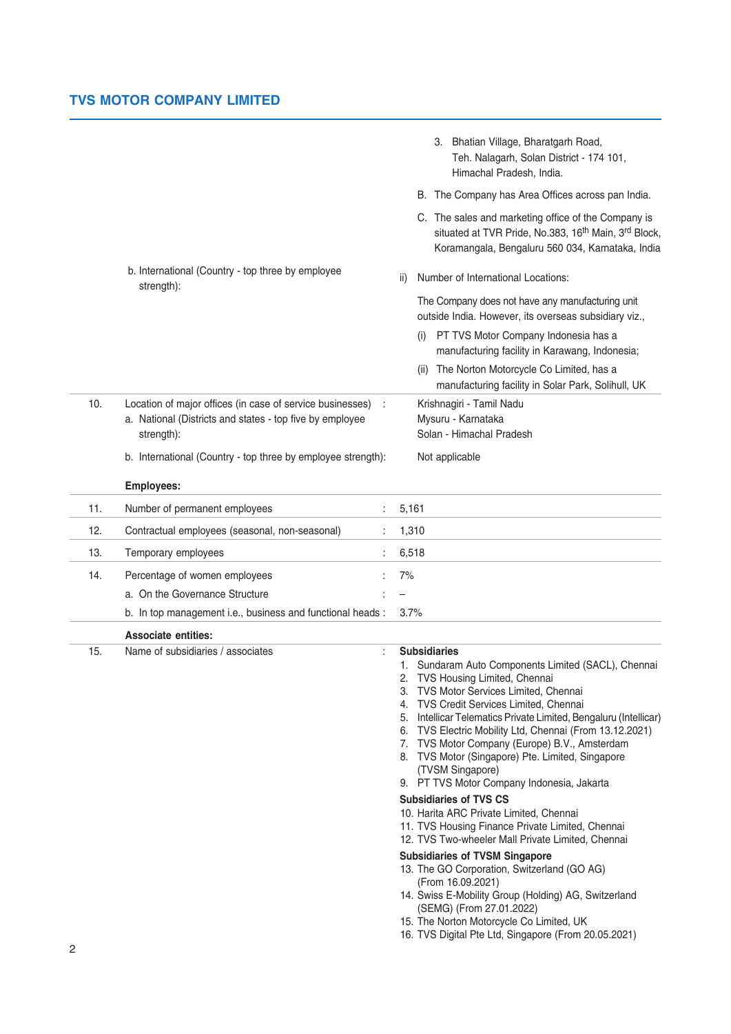|  |  |  |
|---|---|---|
|  |  | 3. Bhatian Village, Bharatgarh Road, Teh. Nalagarh, Solan District - 174 101, Himachal Pradesh, India. |
|  |  | B. The Company has Area Offices across pan India. |
|  |  | C. The sales and marketing office of the Company is situated at TVR Pride, No.383, 16th Main, 3rd Block, Koramangala, Bengaluru 560 034, Karnataka, India |
|  | b. International (Country - top three by employee strength): | ii) Number of International Locations: The Company does not have any manufacturing unit outside India. However, its overseas subsidiary viz., (i) PT TVS Motor Company Indonesia has a manufacturing facility in Karawang, Indonesia; (ii) The Norton Motorcycle Co Limited, has a manufacturing facility in Solar Park, Solihull, UK |
| 10. | Location of major offices (in case of service businesses) : a. National (Districts and states - top five by employee strength): | Krishnagiri - Tamil Nadu<br>Mysuru - Karnataka<br>Solan - Himachal Pradesh |
|  | b. International (Country - top three by employee strength): | Not applicable |
|  | **Employees:** |  |
| 11. | Number of permanent employees : | 5,161 |
| 12. | Contractual employees (seasonal, non-seasonal) : | 1,310 |
| 13. | Temporary employees : | 6,518 |
| 14. | Percentage of women employees : | 7% |
|  | a. On the Governance Structure : | – |
|  | b. In top management i.e., business and functional heads : | 3.7% |
|  | **Associate entities:** |  |
| 15. | Name of subsidiaries / associates : | See below |

**Subsidiaries**

1. Sundaram Auto Components Limited (SACL), Chennai
2. TVS Housing Limited, Chennai
3. TVS Motor Services Limited, Chennai
4. TVS Credit Services Limited, Chennai
5. Intellicar Telematics Private Limited, Bengaluru (Intellicar)
6. TVS Electric Mobility Ltd, Chennai (From 13.12.2021)
7. TVS Motor Company (Europe) B.V., Amsterdam
8. TVS Motor (Singapore) Pte. Limited, Singapore (TVSM Singapore)
9. PT TVS Motor Company Indonesia, Jakarta

**Subsidiaries of TVS CS**

10. Harita ARC Private Limited, Chennai
11. TVS Housing Finance Private Limited, Chennai
12. TVS Two-wheeler Mall Private Limited, Chennai

**Subsidiaries of TVSM Singapore**

13. The GO Corporation, Switzerland (GO AG) (From 16.09.2021)
14. Swiss E-Mobility Group (Holding) AG, Switzerland (SEMG) (From 27.01.2022)
15. The Norton Motorcycle Co Limited, UK
16. TVS Digital Pte Ltd, Singapore (From 20.05.2021)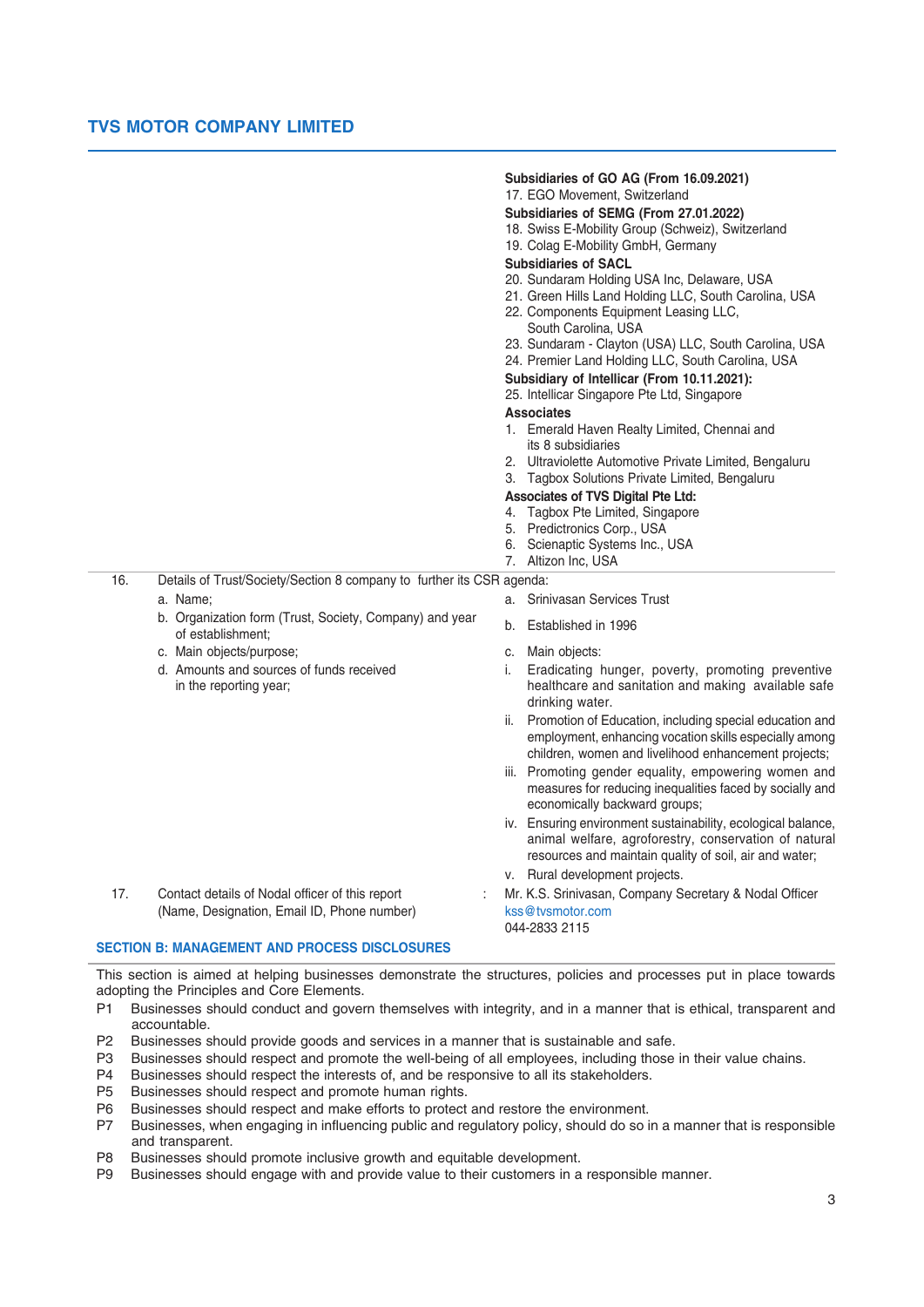**Subsidiaries of GO AG (From 16.09.2021)**

17. EGO Movement, Switzerland

**Subsidiaries of SEMG (From 27.01.2022)**

18. Swiss E-Mobility Group (Schweiz), Switzerland
19. Colag E-Mobility GmbH, Germany

**Subsidiaries of SACL**

20. Sundaram Holding USA Inc, Delaware, USA
21. Green Hills Land Holding LLC, South Carolina, USA
22. Components Equipment Leasing LLC, South Carolina, USA
23. Sundaram - Clayton (USA) LLC, South Carolina, USA
24. Premier Land Holding LLC, South Carolina, USA

**Subsidiary of Intellicar (From 10.11.2021):**

25. Intellicar Singapore Pte Ltd, Singapore

**Associates**

1. Emerald Haven Realty Limited, Chennai and its 8 subsidiaries
2. Ultraviolette Automotive Private Limited, Bengaluru
3. Tagbox Solutions Private Limited, Bengaluru

**Associates of TVS Digital Pte Ltd:**

4. Tagbox Pte Limited, Singapore
5. Predictronics Corp., USA
6. Scienaptic Systems Inc., USA
7. Altizon Inc, USA

16. Details of Trust/Society/Section 8 company to further its CSR agenda:

| | |
|---|---|
| a. Name; | a. Srinivasan Services Trust |
| b. Organization form (Trust, Society, Company) and year of establishment; | b. Established in 1996 |
| c. Main objects/purpose; | c. Main objects: |
| d. Amounts and sources of funds received in the reporting year; | i. Eradicating hunger, poverty, promoting preventive healthcare and sanitation and making available safe drinking water.<br>ii. Promotion of Education, including special education and employment, enhancing vocation skills especially among children, women and livelihood enhancement projects;<br>iii. Promoting gender equality, empowering women and measures for reducing inequalities faced by socially and economically backward groups;<br>iv. Ensuring environment sustainability, ecological balance, animal welfare, agroforestry, conservation of natural resources and maintain quality of soil, air and water;<br>v. Rural development projects. |

17. Contact details of Nodal officer of this report (Name, Designation, Email ID, Phone number) : Mr. K.S. Srinivasan, Company Secretary & Nodal Officer
kss@tvsmotor.com
044-2833 2115

## SECTION B: MANAGEMENT AND PROCESS DISCLOSURES

This section is aimed at helping businesses demonstrate the structures, policies and processes put in place towards adopting the Principles and Core Elements.

- P1 Businesses should conduct and govern themselves with integrity, and in a manner that is ethical, transparent and accountable.
- P2 Businesses should provide goods and services in a manner that is sustainable and safe.
- P3 Businesses should respect and promote the well-being of all employees, including those in their value chains.
- P4 Businesses should respect the interests of, and be responsive to all its stakeholders.
- P5 Businesses should respect and promote human rights.
- P6 Businesses should respect and make efforts to protect and restore the environment.
- P7 Businesses, when engaging in influencing public and regulatory policy, should do so in a manner that is responsible and transparent.
- P8 Businesses should promote inclusive growth and equitable development.
- P9 Businesses should engage with and provide value to their customers in a responsible manner.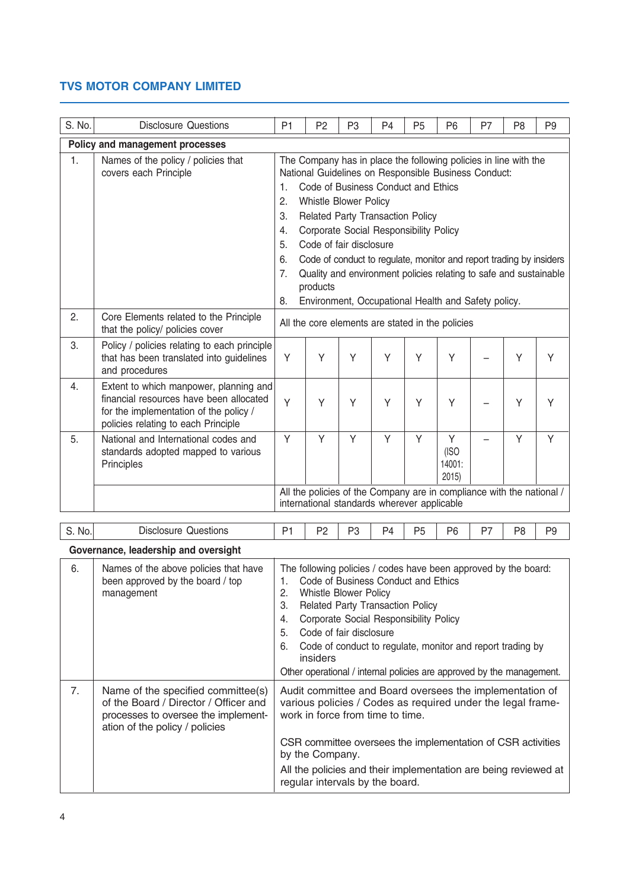| S. No. | Disclosure Questions | P1 | P2 | P3 | P4 | P5 | P6 | P7 | P8 | P9 |
|---|---|---|---|---|---|---|---|---|---|---|
| **Policy and management processes** | | | | | | | | | | |
| 1. | Names of the policy / policies that covers each Principle | The Company has in place the following policies in line with the National Guidelines on Responsible Business Conduct:<br>1. Code of Business Conduct and Ethics<br>2. Whistle Blower Policy<br>3. Related Party Transaction Policy<br>4. Corporate Social Responsibility Policy<br>5. Code of fair disclosure<br>6. Code of conduct to regulate, monitor and report trading by insiders<br>7. Quality and environment policies relating to safe and sustainable products<br>8. Environment, Occupational Health and Safety policy. | | | | | | | | |
| 2. | Core Elements related to the Principle that the policy/ policies cover | All the core elements are stated in the policies | | | | | | | | |
| 3. | Policy / policies relating to each principle that has been translated into guidelines and procedures | Y | Y | Y | Y | Y | Y | – | Y | Y |
| 4. | Extent to which manpower, planning and financial resources have been allocated for the implementation of the policy / policies relating to each Principle | Y | Y | Y | Y | Y | Y | – | Y | Y |
| 5. | National and International codes and standards adopted mapped to various Principles | Y | Y | Y | Y | Y | Y (ISO 14001: 2015) | – | Y | Y |
| | | All the policies of the Company are in compliance with the national / international standards wherever applicable | | | | | | | | |

| S. No. | Disclosure Questions | P1 | P2 | P3 | P4 | P5 | P6 | P7 | P8 | P9 |
|---|---|---|---|---|---|---|---|---|---|---|
| **Governance, leadership and oversight** | | | | | | | | | | |
| 6. | Names of the above policies that have been approved by the board / top management | The following policies / codes have been approved by the board:<br>1. Code of Business Conduct and Ethics<br>2. Whistle Blower Policy<br>3. Related Party Transaction Policy<br>4. Corporate Social Responsibility Policy<br>5. Code of fair disclosure<br>6. Code of conduct to regulate, monitor and report trading by insiders<br>Other operational / internal policies are approved by the management. | | | | | | | | |
| 7. | Name of the specified committee(s) of the Board / Director / Officer and processes to oversee the implementation of the policy / policies | Audit committee and Board oversees the implementation of various policies / Codes as required under the legal framework in force from time to time.<br><br>CSR committee oversees the implementation of CSR activities by the Company.<br>All the policies and their implementation are being reviewed at regular intervals by the board. | | | | | | | | |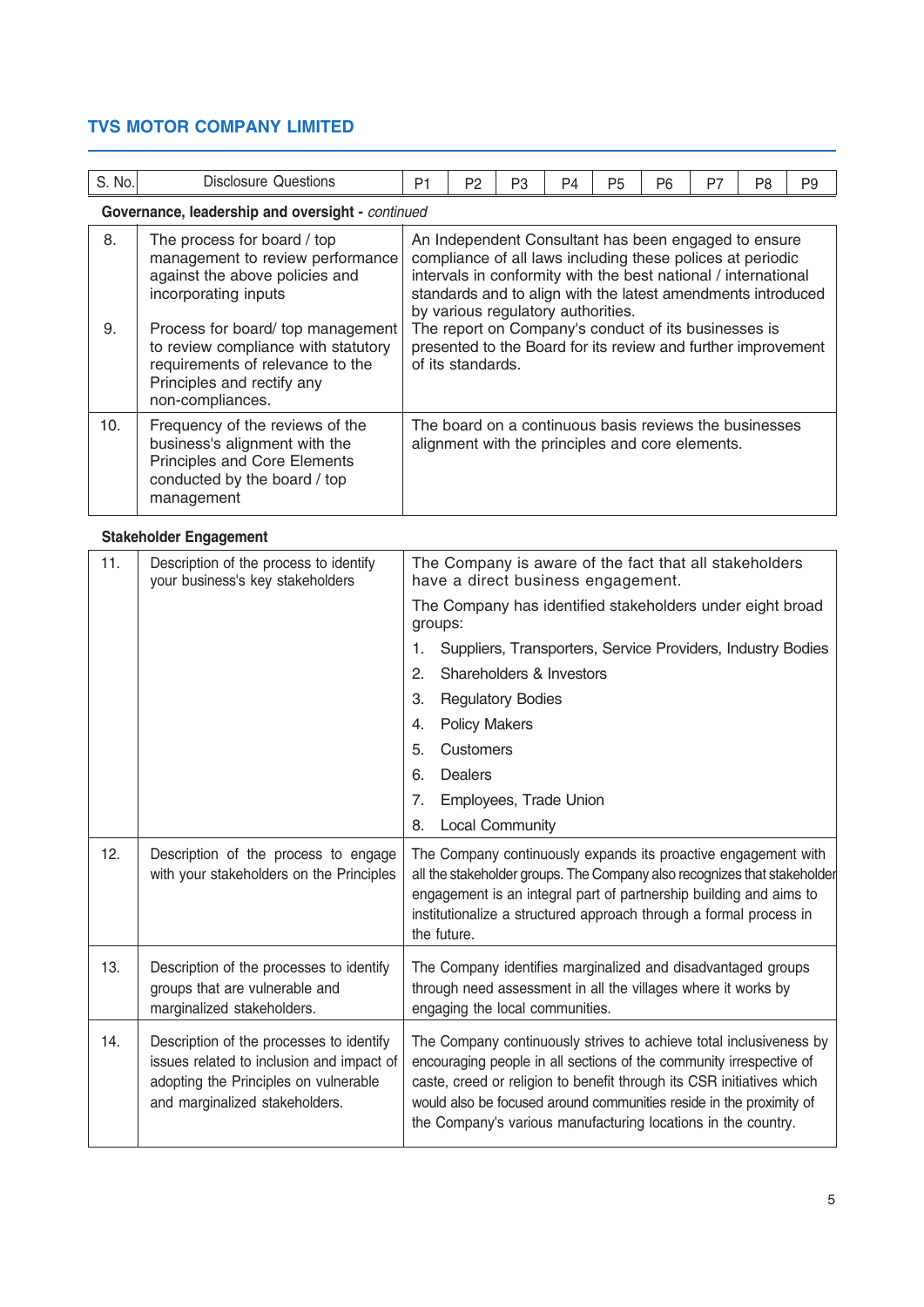| S. No. | Disclosure Questions | P1 | P2 | P3 | P4 | P5 | P6 | P7 | P8 | P9 |
|---|---|---|---|---|---|---|---|---|---|---|

**Governance, leadership and oversight** - *continued*

| S. No. | Disclosure Questions | Response |
|---|---|---|
| 8. | The process for board / top management to review performance against the above policies and incorporating inputs | An Independent Consultant has been engaged to ensure compliance of all laws including these polices at periodic intervals in conformity with the best national / international standards and to align with the latest amendments introduced by various regulatory authorities. |
| 9. | Process for board/ top management to review compliance with statutory requirements of relevance to the Principles and rectify any non-compliances. | The report on Company's conduct of its businesses is presented to the Board for its review and further improvement of its standards. |
| 10. | Frequency of the reviews of the business's alignment with the Principles and Core Elements conducted by the board / top management | The board on a continuous basis reviews the businesses alignment with the principles and core elements. |

**Stakeholder Engagement**

| S. No. | Disclosure Questions | Response |
|---|---|---|
| 11. | Description of the process to identify your business's key stakeholders | The Company is aware of the fact that all stakeholders have a direct business engagement.<br><br>The Company has identified stakeholders under eight broad groups:<br>1. Suppliers, Transporters, Service Providers, Industry Bodies<br>2. Shareholders & Investors<br>3. Regulatory Bodies<br>4. Policy Makers<br>5. Customers<br>6. Dealers<br>7. Employees, Trade Union<br>8. Local Community |
| 12. | Description of the process to engage with your stakeholders on the Principles | The Company continuously expands its proactive engagement with all the stakeholder groups. The Company also recognizes that stakeholder engagement is an integral part of partnership building and aims to institutionalize a structured approach through a formal process in the future. |
| 13. | Description of the processes to identify groups that are vulnerable and marginalized stakeholders. | The Company identifies marginalized and disadvantaged groups through need assessment in all the villages where it works by engaging the local communities. |
| 14. | Description of the processes to identify issues related to inclusion and impact of adopting the Principles on vulnerable and marginalized stakeholders. | The Company continuously strives to achieve total inclusiveness by encouraging people in all sections of the community irrespective of caste, creed or religion to benefit through its CSR initiatives which would also be focused around communities reside in the proximity of the Company's various manufacturing locations in the country. |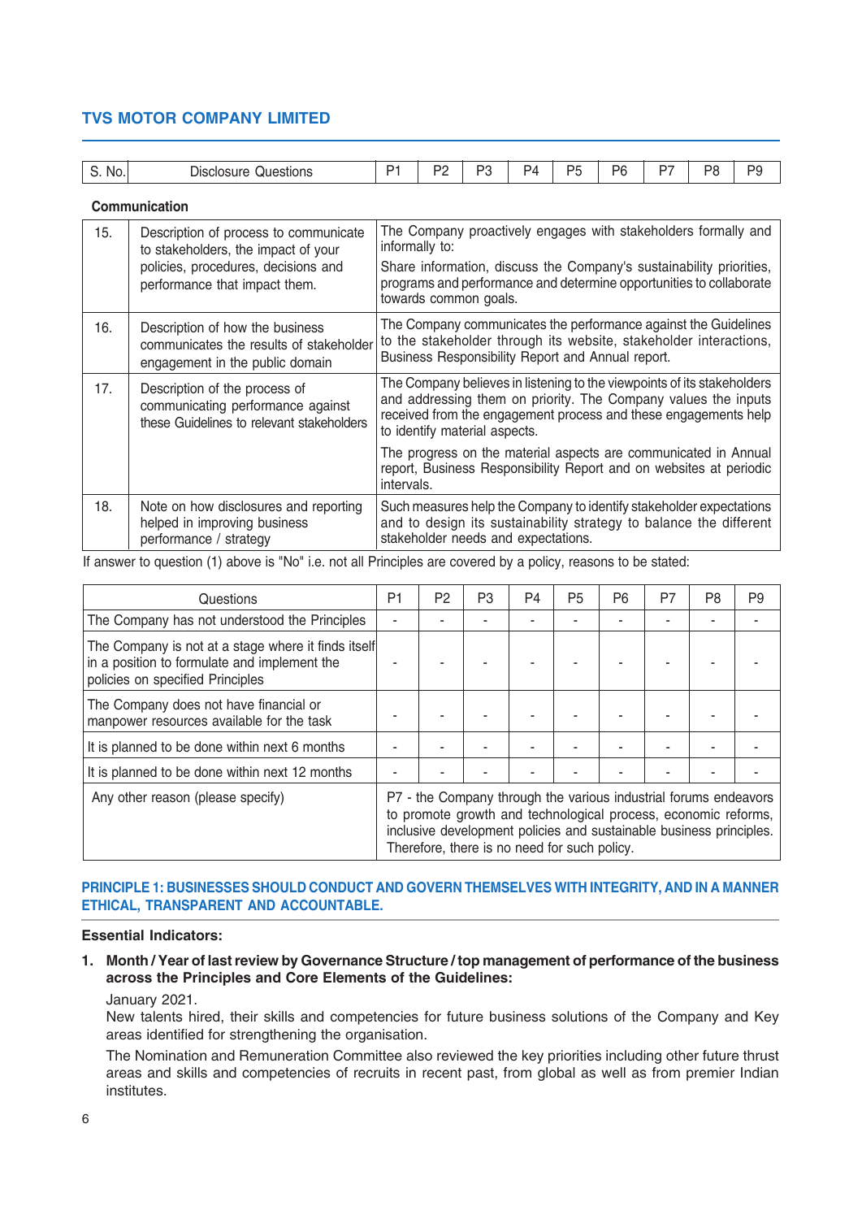| S. No. | Disclosure Questions | P1 | P2 | P3 | P4 | P5 | P6 | P7 | P8 | P9 |
|---|---|---|---|---|---|---|---|---|---|---|

**Communication**

| | | |
|---|---|---|
| 15. | Description of process to communicate to stakeholders, the impact of your policies, procedures, decisions and performance that impact them. | The Company proactively engages with stakeholders formally and informally to: Share information, discuss the Company's sustainability priorities, programs and performance and determine opportunities to collaborate towards common goals. |
| 16. | Description of how the business communicates the results of stakeholder engagement in the public domain | The Company communicates the performance against the Guidelines to the stakeholder through its website, stakeholder interactions, Business Responsibility Report and Annual report. |
| 17. | Description of the process of communicating performance against these Guidelines to relevant stakeholders | The Company believes in listening to the viewpoints of its stakeholders and addressing them on priority. The Company values the inputs received from the engagement process and these engagements help to identify material aspects. The progress on the material aspects are communicated in Annual report, Business Responsibility Report and on websites at periodic intervals. |
| 18. | Note on how disclosures and reporting helped in improving business performance / strategy | Such measures help the Company to identify stakeholder expectations and to design its sustainability strategy to balance the different stakeholder needs and expectations. |

If answer to question (1) above is "No" i.e. not all Principles are covered by a policy, reasons to be stated:

| Questions | P1 | P2 | P3 | P4 | P5 | P6 | P7 | P8 | P9 |
|---|---|---|---|---|---|---|---|---|---|
| The Company has not understood the Principles | - | - | - | - | - | - | - | - | - |
| The Company is not at a stage where it finds itself in a position to formulate and implement the policies on specified Principles | - | - | - | - | - | - | - | - | - |
| The Company does not have financial or manpower resources available for the task | - | - | - | - | - | - | - | - | - |
| It is planned to be done within next 6 months | - | - | - | - | - | - | - | - | - |
| It is planned to be done within next 12 months | - | - | - | - | - | - | - | - | - |
| Any other reason (please specify) | P7 - the Company through the various industrial forums endeavors to promote growth and technological process, economic reforms, inclusive development policies and sustainable business principles. Therefore, there is no need for such policy. | | | | | | | | |

## PRINCIPLE 1: BUSINESSES SHOULD CONDUCT AND GOVERN THEMSELVES WITH INTEGRITY, AND IN A MANNER ETHICAL, TRANSPARENT AND ACCOUNTABLE.

**Essential Indicators:**

1. **Month / Year of last review by Governance Structure / top management of performance of the business across the Principles and Core Elements of the Guidelines:**

   January 2021.

   New talents hired, their skills and competencies for future business solutions of the Company and Key areas identified for strengthening the organisation.

   The Nomination and Remuneration Committee also reviewed the key priorities including other future thrust areas and skills and competencies of recruits in recent past, from global as well as from premier Indian institutes.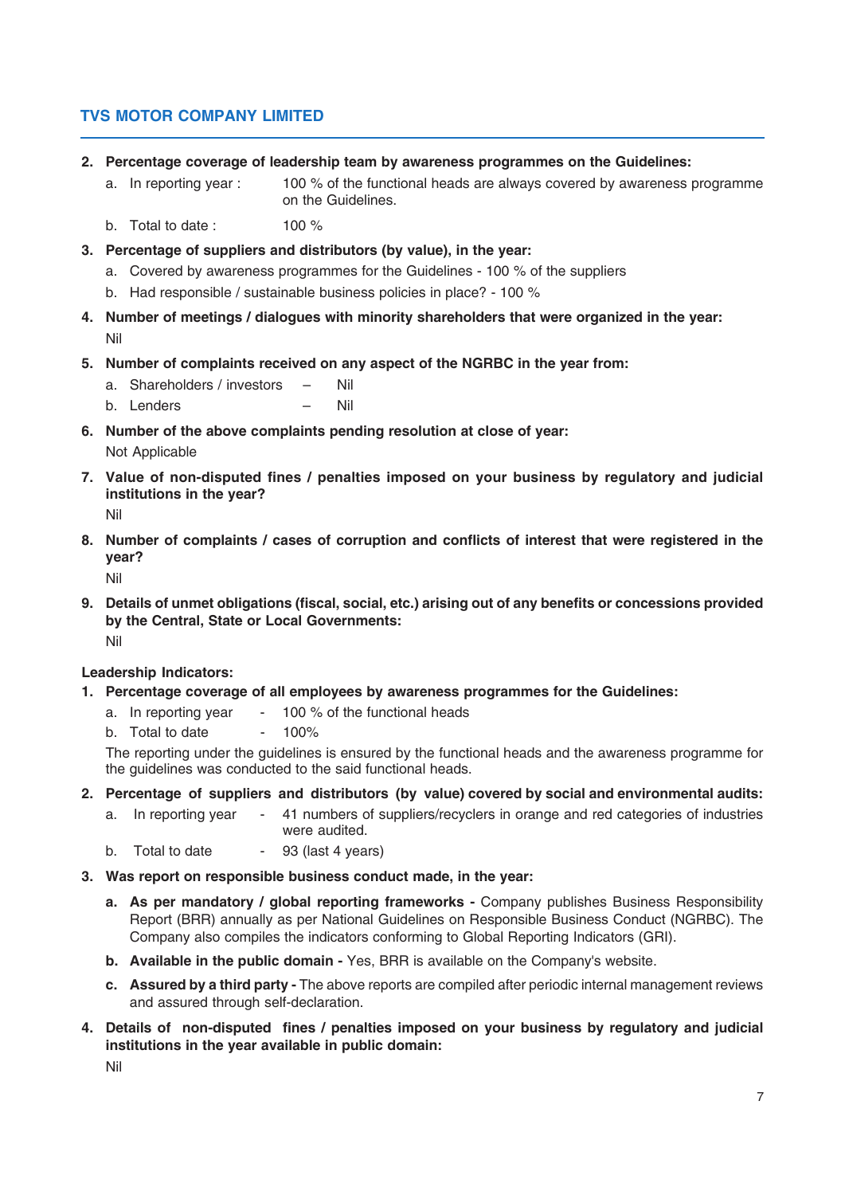2. **Percentage coverage of leadership team by awareness programmes on the Guidelines:**
   a. In reporting year : 100 % of the functional heads are always covered by awareness programme on the Guidelines.
   b. Total to date : 100 %

3. **Percentage of suppliers and distributors (by value), in the year:**
   a. Covered by awareness programmes for the Guidelines - 100 % of the suppliers
   b. Had responsible / sustainable business policies in place? - 100 %

4. **Number of meetings / dialogues with minority shareholders that were organized in the year:**
   Nil

5. **Number of complaints received on any aspect of the NGRBC in the year from:**
   a. Shareholders / investors – Nil
   b. Lenders – Nil

6. **Number of the above complaints pending resolution at close of year:**
   Not Applicable

7. **Value of non-disputed fines / penalties imposed on your business by regulatory and judicial institutions in the year?**
   Nil

8. **Number of complaints / cases of corruption and conflicts of interest that were registered in the year?**
   Nil

9. **Details of unmet obligations (fiscal, social, etc.) arising out of any benefits or concessions provided by the Central, State or Local Governments:**
   Nil

**Leadership Indicators:**

1. **Percentage coverage of all employees by awareness programmes for the Guidelines:**
   a. In reporting year - 100 % of the functional heads
   b. Total to date - 100%

   The reporting under the guidelines is ensured by the functional heads and the awareness programme for the guidelines was conducted to the said functional heads.

2. **Percentage of suppliers and distributors (by value) covered by social and environmental audits:**
   a. In reporting year - 41 numbers of suppliers/recyclers in orange and red categories of industries were audited.
   b. Total to date - 93 (last 4 years)

3. **Was report on responsible business conduct made, in the year:**
   a. **As per mandatory / global reporting frameworks -** Company publishes Business Responsibility Report (BRR) annually as per National Guidelines on Responsible Business Conduct (NGRBC). The Company also compiles the indicators conforming to Global Reporting Indicators (GRI).
   b. **Available in the public domain -** Yes, BRR is available on the Company's website.
   c. **Assured by a third party -** The above reports are compiled after periodic internal management reviews and assured through self-declaration.

4. **Details of non-disputed fines / penalties imposed on your business by regulatory and judicial institutions in the year available in public domain:**
   Nil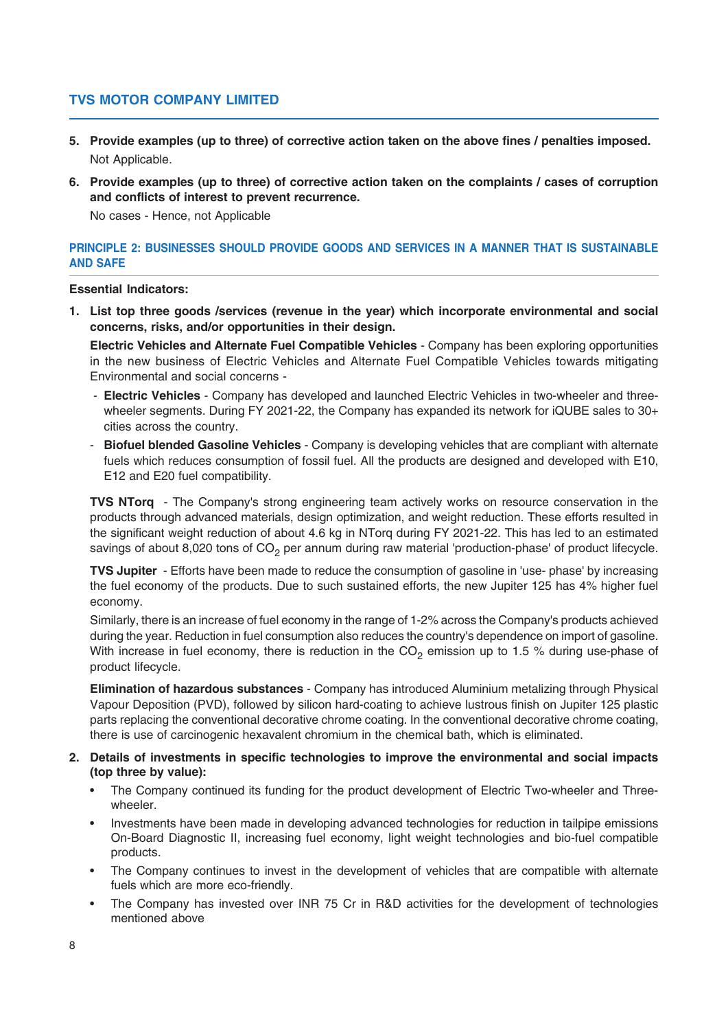5. **Provide examples (up to three) of corrective action taken on the above fines / penalties imposed.**

   Not Applicable.

6. **Provide examples (up to three) of corrective action taken on the complaints / cases of corruption and conflicts of interest to prevent recurrence.**

   No cases - Hence, not Applicable

## PRINCIPLE 2: BUSINESSES SHOULD PROVIDE GOODS AND SERVICES IN A MANNER THAT IS SUSTAINABLE AND SAFE

**Essential Indicators:**

1. **List top three goods /services (revenue in the year) which incorporate environmental and social concerns, risks, and/or opportunities in their design.**

   **Electric Vehicles and Alternate Fuel Compatible Vehicles** - Company has been exploring opportunities in the new business of Electric Vehicles and Alternate Fuel Compatible Vehicles towards mitigating Environmental and social concerns -

   - **Electric Vehicles** - Company has developed and launched Electric Vehicles in two-wheeler and three-wheeler segments. During FY 2021-22, the Company has expanded its network for iQUBE sales to 30+ cities across the country.
   - **Biofuel blended Gasoline Vehicles** - Company is developing vehicles that are compliant with alternate fuels which reduces consumption of fossil fuel. All the products are designed and developed with E10, E12 and E20 fuel compatibility.

   **TVS NTorq** - The Company's strong engineering team actively works on resource conservation in the products through advanced materials, design optimization, and weight reduction. These efforts resulted in the significant weight reduction of about 4.6 kg in NTorq during FY 2021-22. This has led to an estimated savings of about 8,020 tons of $CO_2$ per annum during raw material 'production-phase' of product lifecycle.

   **TVS Jupiter** - Efforts have been made to reduce the consumption of gasoline in 'use- phase' by increasing the fuel economy of the products. Due to such sustained efforts, the new Jupiter 125 has 4% higher fuel economy.

   Similarly, there is an increase of fuel economy in the range of 1-2% across the Company's products achieved during the year. Reduction in fuel consumption also reduces the country's dependence on import of gasoline. With increase in fuel economy, there is reduction in the $CO_2$ emission up to 1.5 % during use-phase of product lifecycle.

   **Elimination of hazardous substances** - Company has introduced Aluminium metalizing through Physical Vapour Deposition (PVD), followed by silicon hard-coating to achieve lustrous finish on Jupiter 125 plastic parts replacing the conventional decorative chrome coating. In the conventional decorative chrome coating, there is use of carcinogenic hexavalent chromium in the chemical bath, which is eliminated.

2. **Details of investments in specific technologies to improve the environmental and social impacts (top three by value):**

   - The Company continued its funding for the product development of Electric Two-wheeler and Three-wheeler.
   - Investments have been made in developing advanced technologies for reduction in tailpipe emissions On-Board Diagnostic II, increasing fuel economy, light weight technologies and bio-fuel compatible products.
   - The Company continues to invest in the development of vehicles that are compatible with alternate fuels which are more eco-friendly.
   - The Company has invested over INR 75 Cr in R&D activities for the development of technologies mentioned above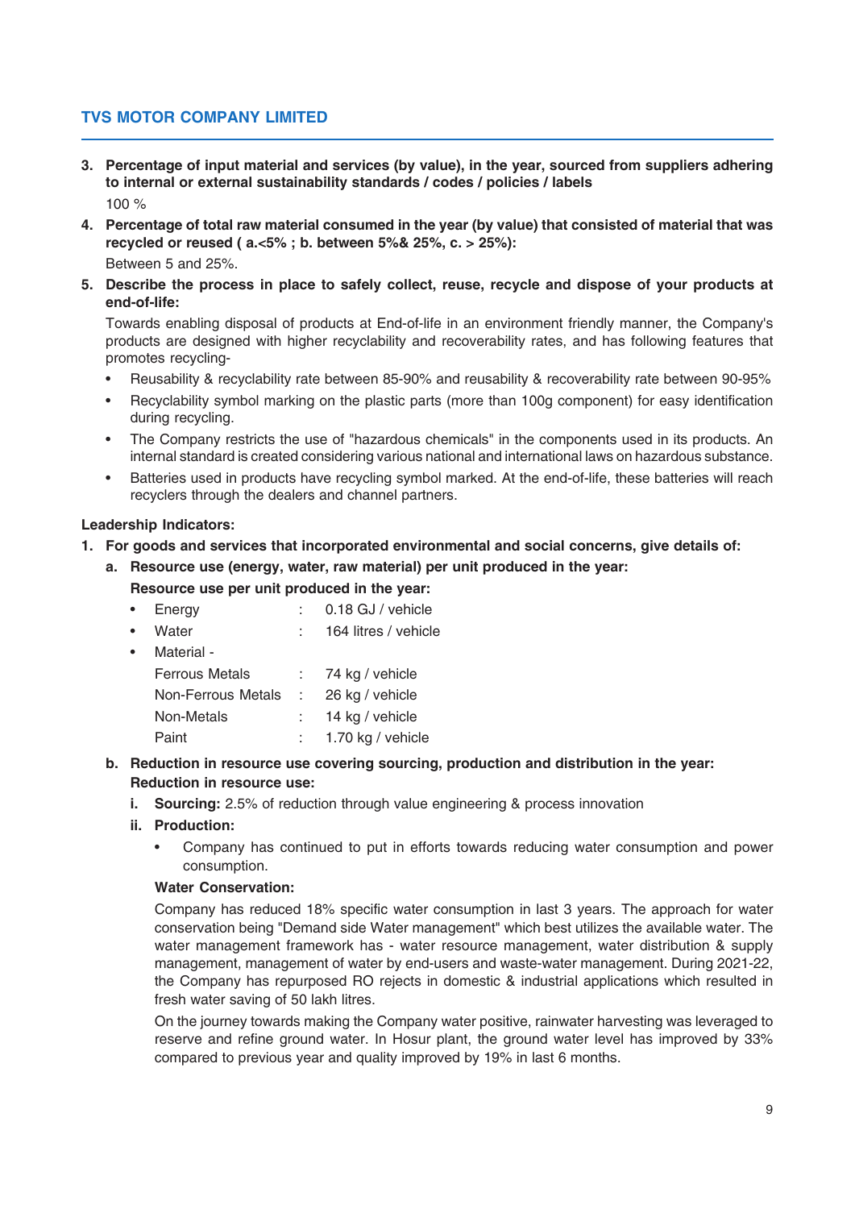3. **Percentage of input material and services (by value), in the year, sourced from suppliers adhering to internal or external sustainability standards / codes / policies / labels**

   100 %

4. **Percentage of total raw material consumed in the year (by value) that consisted of material that was recycled or reused ( a.<5% ; b. between 5%& 25%, c. > 25%):**

   Between 5 and 25%.

5. **Describe the process in place to safely collect, reuse, recycle and dispose of your products at end-of-life:**

   Towards enabling disposal of products at End-of-life in an environment friendly manner, the Company's products are designed with higher recyclability and recoverability rates, and has following features that promotes recycling-

   - Reusability & recyclability rate between 85-90% and reusability & recoverability rate between 90-95%
   - Recyclability symbol marking on the plastic parts (more than 100g component) for easy identification during recycling.
   - The Company restricts the use of "hazardous chemicals" in the components used in its products. An internal standard is created considering various national and international laws on hazardous substance.
   - Batteries used in products have recycling symbol marked. At the end-of-life, these batteries will reach recyclers through the dealers and channel partners.

**Leadership Indicators:**

1. **For goods and services that incorporated environmental and social concerns, give details of:**

   a. **Resource use (energy, water, raw material) per unit produced in the year:**

      **Resource use per unit produced in the year:**

      - Energy : 0.18 GJ / vehicle
      - Water : 164 litres / vehicle
      - Material -

        Ferrous Metals : 74 kg / vehicle

        Non-Ferrous Metals : 26 kg / vehicle

        Non-Metals : 14 kg / vehicle

        Paint : 1.70 kg / vehicle

   b. **Reduction in resource use covering sourcing, production and distribution in the year:**

      **Reduction in resource use:**

      i. **Sourcing:** 2.5% of reduction through value engineering & process innovation

      ii. **Production:**

      - Company has continued to put in efforts towards reducing water consumption and power consumption.

      **Water Conservation:**

      Company has reduced 18% specific water consumption in last 3 years. The approach for water conservation being "Demand side Water management" which best utilizes the available water. The water management framework has - water resource management, water distribution & supply management, management of water by end-users and waste-water management. During 2021-22, the Company has repurposed RO rejects in domestic & industrial applications which resulted in fresh water saving of 50 lakh litres.

      On the journey towards making the Company water positive, rainwater harvesting was leveraged to reserve and refine ground water. In Hosur plant, the ground water level has improved by 33% compared to previous year and quality improved by 19% in last 6 months.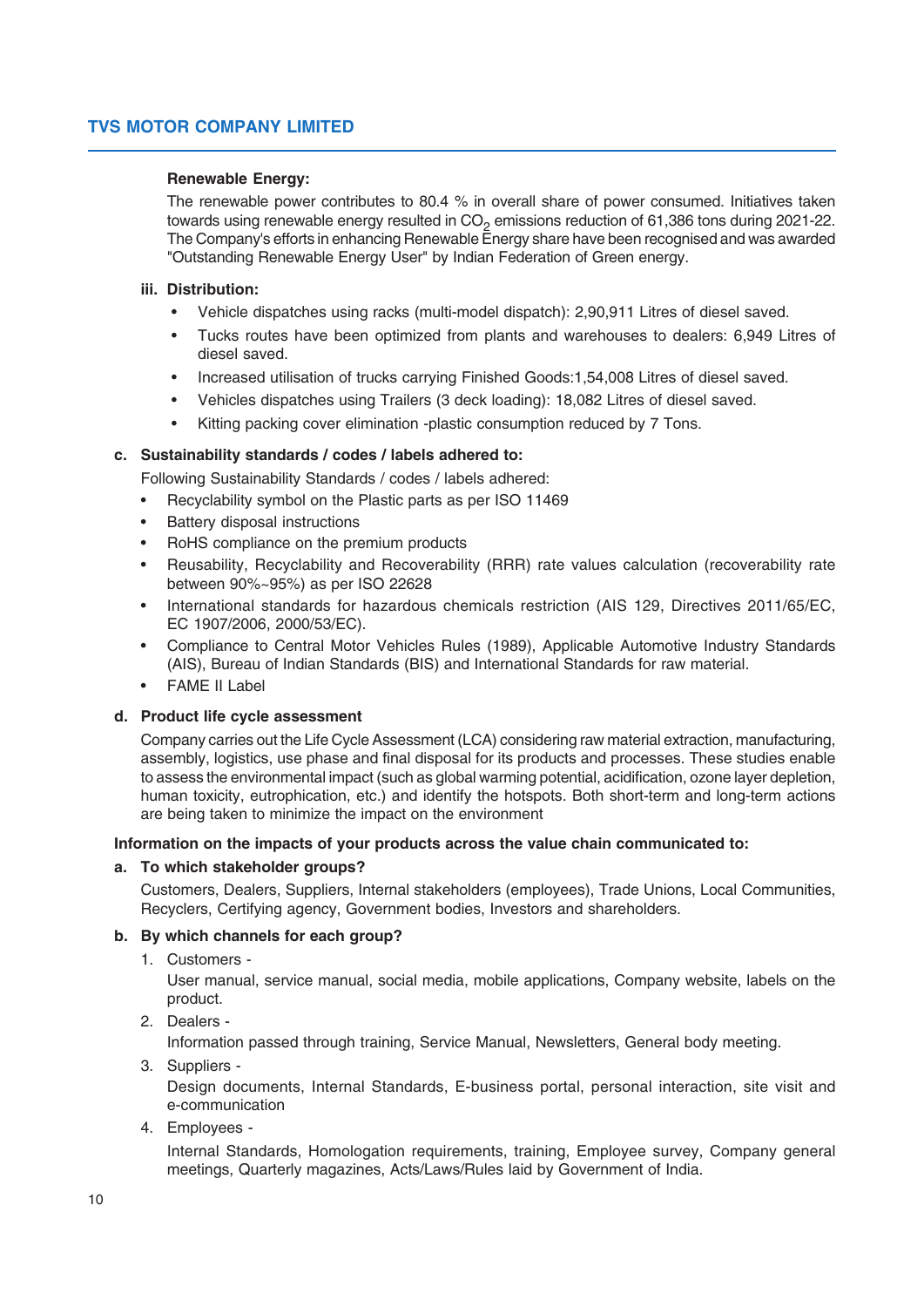**Renewable Energy:**

The renewable power contributes to 80.4 % in overall share of power consumed. Initiatives taken towards using renewable energy resulted in $CO_2$ emissions reduction of 61,386 tons during 2021-22. The Company's efforts in enhancing Renewable Energy share have been recognised and was awarded "Outstanding Renewable Energy User" by Indian Federation of Green energy.

**iii. Distribution:**

- Vehicle dispatches using racks (multi-model dispatch): 2,90,911 Litres of diesel saved.
- Tucks routes have been optimized from plants and warehouses to dealers: 6,949 Litres of diesel saved.
- Increased utilisation of trucks carrying Finished Goods:1,54,008 Litres of diesel saved.
- Vehicles dispatches using Trailers (3 deck loading): 18,082 Litres of diesel saved.
- Kitting packing cover elimination -plastic consumption reduced by 7 Tons.

**c. Sustainability standards / codes / labels adhered to:**

Following Sustainability Standards / codes / labels adhered:

- Recyclability symbol on the Plastic parts as per ISO 11469
- Battery disposal instructions
- RoHS compliance on the premium products
- Reusability, Recyclability and Recoverability (RRR) rate values calculation (recoverability rate between 90%~95%) as per ISO 22628
- International standards for hazardous chemicals restriction (AIS 129, Directives 2011/65/EC, EC 1907/2006, 2000/53/EC).
- Compliance to Central Motor Vehicles Rules (1989), Applicable Automotive Industry Standards (AIS), Bureau of Indian Standards (BIS) and International Standards for raw material.
- FAME II Label

**d. Product life cycle assessment**

Company carries out the Life Cycle Assessment (LCA) considering raw material extraction, manufacturing, assembly, logistics, use phase and final disposal for its products and processes. These studies enable to assess the environmental impact (such as global warming potential, acidification, ozone layer depletion, human toxicity, eutrophication, etc.) and identify the hotspots. Both short-term and long-term actions are being taken to minimize the impact on the environment

**Information on the impacts of your products across the value chain communicated to:**

**a. To which stakeholder groups?**

Customers, Dealers, Suppliers, Internal stakeholders (employees), Trade Unions, Local Communities, Recyclers, Certifying agency, Government bodies, Investors and shareholders.

**b. By which channels for each group?**

1. Customers -

   User manual, service manual, social media, mobile applications, Company website, labels on the product.

2. Dealers -

   Information passed through training, Service Manual, Newsletters, General body meeting.

3. Suppliers -

   Design documents, Internal Standards, E-business portal, personal interaction, site visit and e-communication

4. Employees -

   Internal Standards, Homologation requirements, training, Employee survey, Company general meetings, Quarterly magazines, Acts/Laws/Rules laid by Government of India.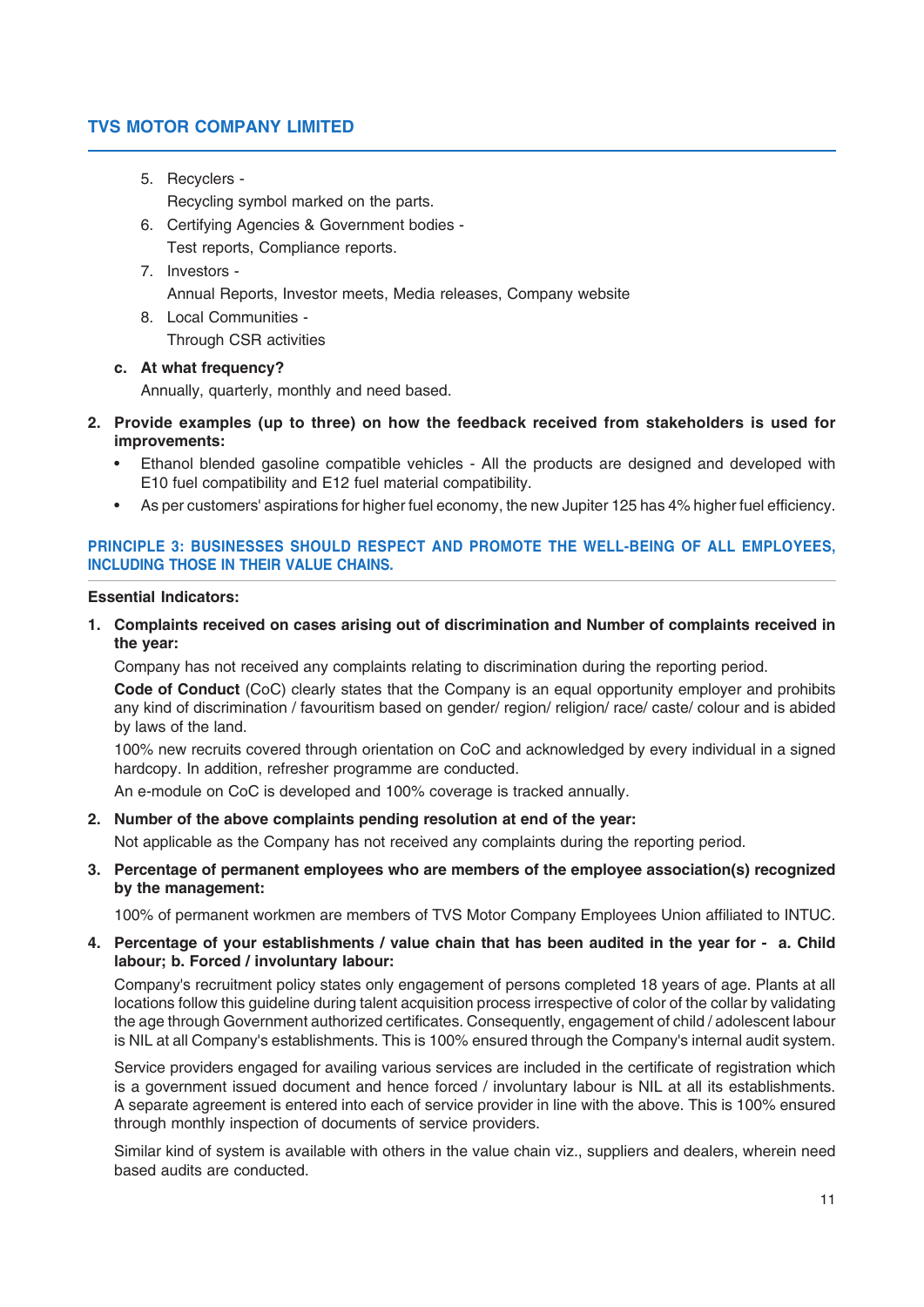5. Recyclers -

   Recycling symbol marked on the parts.
6. Certifying Agencies & Government bodies -

   Test reports, Compliance reports.
7. Investors -

   Annual Reports, Investor meets, Media releases, Company website
8. Local Communities -

   Through CSR activities

**c. At what frequency?**

Annually, quarterly, monthly and need based.

**2. Provide examples (up to three) on how the feedback received from stakeholders is used for improvements:**

- Ethanol blended gasoline compatible vehicles - All the products are designed and developed with E10 fuel compatibility and E12 fuel material compatibility.
- As per customers' aspirations for higher fuel economy, the new Jupiter 125 has 4% higher fuel efficiency.

## PRINCIPLE 3: BUSINESSES SHOULD RESPECT AND PROMOTE THE WELL-BEING OF ALL EMPLOYEES, INCLUDING THOSE IN THEIR VALUE CHAINS.

**Essential Indicators:**

**1. Complaints received on cases arising out of discrimination and Number of complaints received in the year:**

Company has not received any complaints relating to discrimination during the reporting period.

**Code of Conduct** (CoC) clearly states that the Company is an equal opportunity employer and prohibits any kind of discrimination / favouritism based on gender/ region/ religion/ race/ caste/ colour and is abided by laws of the land.

100% new recruits covered through orientation on CoC and acknowledged by every individual in a signed hardcopy. In addition, refresher programme are conducted.

An e-module on CoC is developed and 100% coverage is tracked annually.

**2. Number of the above complaints pending resolution at end of the year:**

Not applicable as the Company has not received any complaints during the reporting period.

**3. Percentage of permanent employees who are members of the employee association(s) recognized by the management:**

100% of permanent workmen are members of TVS Motor Company Employees Union affiliated to INTUC.

**4. Percentage of your establishments / value chain that has been audited in the year for - a. Child labour; b. Forced / involuntary labour:**

Company's recruitment policy states only engagement of persons completed 18 years of age. Plants at all locations follow this guideline during talent acquisition process irrespective of color of the collar by validating the age through Government authorized certificates. Consequently, engagement of child / adolescent labour is NIL at all Company's establishments. This is 100% ensured through the Company's internal audit system.

Service providers engaged for availing various services are included in the certificate of registration which is a government issued document and hence forced / involuntary labour is NIL at all its establishments. A separate agreement is entered into each of service provider in line with the above. This is 100% ensured through monthly inspection of documents of service providers.

Similar kind of system is available with others in the value chain viz., suppliers and dealers, wherein need based audits are conducted.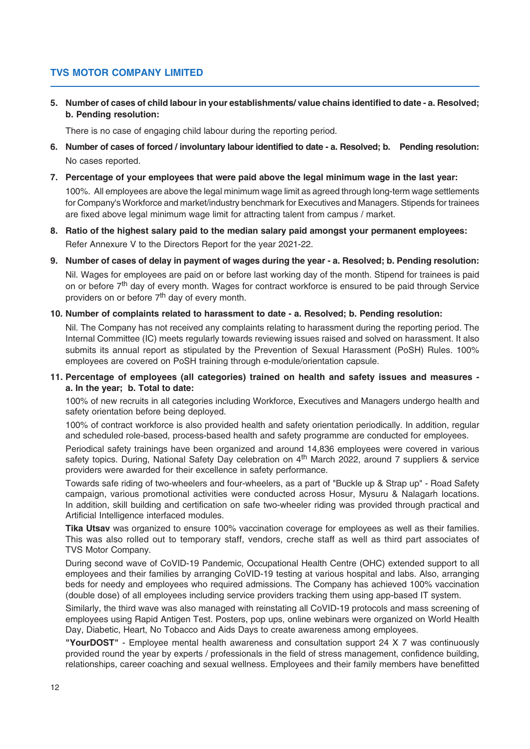5. **Number of cases of child labour in your establishments/ value chains identified to date - a. Resolved; b. Pending resolution:**

   There is no case of engaging child labour during the reporting period.

6. **Number of cases of forced / involuntary labour identified to date - a. Resolved; b. Pending resolution:**

   No cases reported.

7. **Percentage of your employees that were paid above the legal minimum wage in the last year:**

   100%. All employees are above the legal minimum wage limit as agreed through long-term wage settlements for Company's Workforce and market/industry benchmark for Executives and Managers. Stipends for trainees are fixed above legal minimum wage limit for attracting talent from campus / market.

8. **Ratio of the highest salary paid to the median salary paid amongst your permanent employees:**

   Refer Annexure V to the Directors Report for the year 2021-22.

9. **Number of cases of delay in payment of wages during the year - a. Resolved; b. Pending resolution:**

   Nil. Wages for employees are paid on or before last working day of the month. Stipend for trainees is paid on or before 7th day of every month. Wages for contract workforce is ensured to be paid through Service providers on or before 7th day of every month.

10. **Number of complaints related to harassment to date - a. Resolved; b. Pending resolution:**

    Nil. The Company has not received any complaints relating to harassment during the reporting period. The Internal Committee (IC) meets regularly towards reviewing issues raised and solved on harassment. It also submits its annual report as stipulated by the Prevention of Sexual Harassment (PoSH) Rules. 100% employees are covered on PoSH training through e-module/orientation capsule.

11. **Percentage of employees (all categories) trained on health and safety issues and measures - a. In the year; b. Total to date:**

    100% of new recruits in all categories including Workforce, Executives and Managers undergo health and safety orientation before being deployed.

    100% of contract workforce is also provided health and safety orientation periodically. In addition, regular and scheduled role-based, process-based health and safety programme are conducted for employees.

    Periodical safety trainings have been organized and around 14,836 employees were covered in various safety topics. During, National Safety Day celebration on 4th March 2022, around 7 suppliers & service providers were awarded for their excellence in safety performance.

    Towards safe riding of two-wheelers and four-wheelers, as a part of "Buckle up & Strap up" - Road Safety campaign, various promotional activities were conducted across Hosur, Mysuru & Nalagarh locations. In addition, skill building and certification on safe two-wheeler riding was provided through practical and Artificial Intelligence interfaced modules.

    **Tika Utsav** was organized to ensure 100% vaccination coverage for employees as well as their families. This was also rolled out to temporary staff, vendors, creche staff as well as third part associates of TVS Motor Company.

    During second wave of CoVID-19 Pandemic, Occupational Health Centre (OHC) extended support to all employees and their families by arranging CoVID-19 testing at various hospital and labs. Also, arranging beds for needy and employees who required admissions. The Company has achieved 100% vaccination (double dose) of all employees including service providers tracking them using app-based IT system.

    Similarly, the third wave was also managed with reinstating all CoVID-19 protocols and mass screening of employees using Rapid Antigen Test. Posters, pop ups, online webinars were organized on World Health Day, Diabetic, Heart, No Tobacco and Aids Days to create awareness among employees.

    **"YourDOST"** - Employee mental health awareness and consultation support 24 X 7 was continuously provided round the year by experts / professionals in the field of stress management, confidence building, relationships, career coaching and sexual wellness. Employees and their family members have benefitted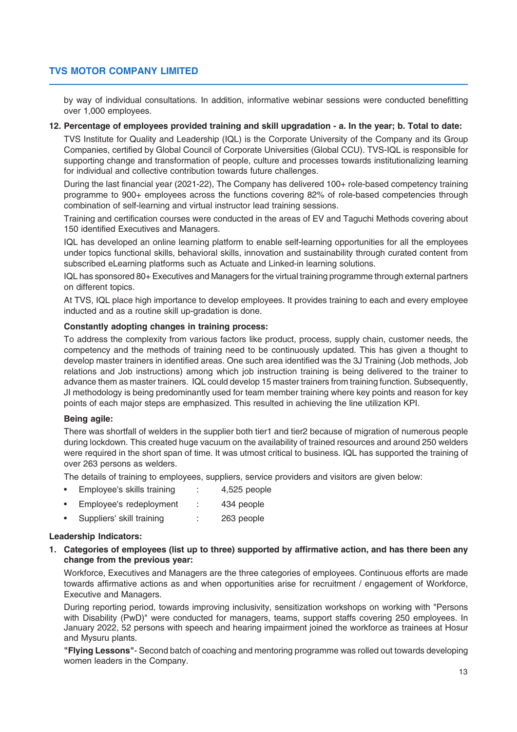by way of individual consultations. In addition, informative webinar sessions were conducted benefitting over 1,000 employees.

**12. Percentage of employees provided training and skill upgradation - a. In the year; b. Total to date:**

TVS Institute for Quality and Leadership (IQL) is the Corporate University of the Company and its Group Companies, certified by Global Council of Corporate Universities (Global CCU). TVS-IQL is responsible for supporting change and transformation of people, culture and processes towards institutionalizing learning for individual and collective contribution towards future challenges.

During the last financial year (2021-22), The Company has delivered 100+ role-based competency training programme to 900+ employees across the functions covering 82% of role-based competencies through combination of self-learning and virtual instructor lead training sessions.

Training and certification courses were conducted in the areas of EV and Taguchi Methods covering about 150 identified Executives and Managers.

IQL has developed an online learning platform to enable self-learning opportunities for all the employees under topics functional skills, behavioral skills, innovation and sustainability through curated content from subscribed eLearning platforms such as Actuate and Linked-in learning solutions.

IQL has sponsored 80+ Executives and Managers for the virtual training programme through external partners on different topics.

At TVS, IQL place high importance to develop employees. It provides training to each and every employee inducted and as a routine skill up-gradation is done.

**Constantly adopting changes in training process:**

To address the complexity from various factors like product, process, supply chain, customer needs, the competency and the methods of training need to be continuously updated. This has given a thought to develop master trainers in identified areas. One such area identified was the 3J Training (Job methods, Job relations and Job instructions) among which job instruction training is being delivered to the trainer to advance them as master trainers. IQL could develop 15 master trainers from training function. Subsequently, JI methodology is being predominantly used for team member training where key points and reason for key points of each major steps are emphasized. This resulted in achieving the line utilization KPI.

**Being agile:**

There was shortfall of welders in the supplier both tier1 and tier2 because of migration of numerous people during lockdown. This created huge vacuum on the availability of trained resources and around 250 welders were required in the short span of time. It was utmost critical to business. IQL has supported the training of over 263 persons as welders.

The details of training to employees, suppliers, service providers and visitors are given below:

- Employee's skills training : 4,525 people
- Employee's redeployment : 434 people
- Suppliers' skill training : 263 people

**Leadership Indicators:**

**1. Categories of employees (list up to three) supported by affirmative action, and has there been any change from the previous year:**

Workforce, Executives and Managers are the three categories of employees. Continuous efforts are made towards affirmative actions as and when opportunities arise for recruitment / engagement of Workforce, Executive and Managers.

During reporting period, towards improving inclusivity, sensitization workshops on working with "Persons with Disability (PwD)" were conducted for managers, teams, support staffs covering 250 employees. In January 2022, 52 persons with speech and hearing impairment joined the workforce as trainees at Hosur and Mysuru plants.

**"Flying Lessons"**- Second batch of coaching and mentoring programme was rolled out towards developing women leaders in the Company.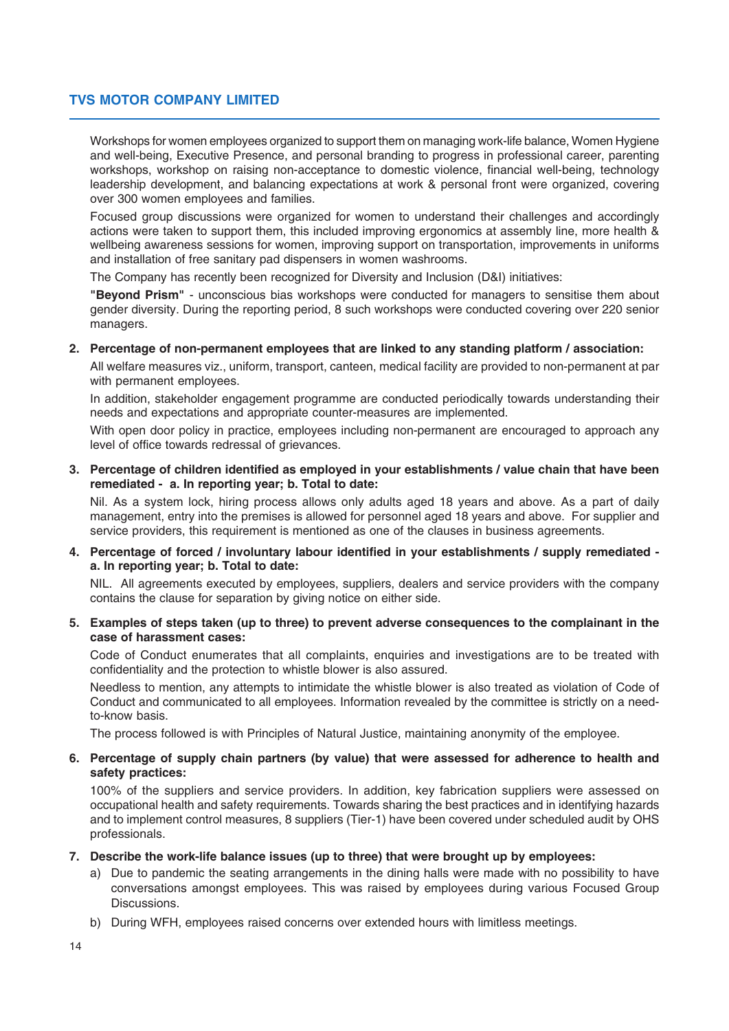Workshops for women employees organized to support them on managing work-life balance, Women Hygiene and well-being, Executive Presence, and personal branding to progress in professional career, parenting workshops, workshop on raising non-acceptance to domestic violence, financial well-being, technology leadership development, and balancing expectations at work & personal front were organized, covering over 300 women employees and families.

Focused group discussions were organized for women to understand their challenges and accordingly actions were taken to support them, this included improving ergonomics at assembly line, more health & wellbeing awareness sessions for women, improving support on transportation, improvements in uniforms and installation of free sanitary pad dispensers in women washrooms.

The Company has recently been recognized for Diversity and Inclusion (D&I) initiatives:

**"Beyond Prism"** - unconscious bias workshops were conducted for managers to sensitise them about gender diversity. During the reporting period, 8 such workshops were conducted covering over 220 senior managers.

**2. Percentage of non-permanent employees that are linked to any standing platform / association:**

All welfare measures viz., uniform, transport, canteen, medical facility are provided to non-permanent at par with permanent employees.

In addition, stakeholder engagement programme are conducted periodically towards understanding their needs and expectations and appropriate counter-measures are implemented.

With open door policy in practice, employees including non-permanent are encouraged to approach any level of office towards redressal of grievances.

**3. Percentage of children identified as employed in your establishments / value chain that have been remediated - a. In reporting year; b. Total to date:**

Nil. As a system lock, hiring process allows only adults aged 18 years and above. As a part of daily management, entry into the premises is allowed for personnel aged 18 years and above. For supplier and service providers, this requirement is mentioned as one of the clauses in business agreements.

**4. Percentage of forced / involuntary labour identified in your establishments / supply remediated - a. In reporting year; b. Total to date:**

NIL. All agreements executed by employees, suppliers, dealers and service providers with the company contains the clause for separation by giving notice on either side.

**5. Examples of steps taken (up to three) to prevent adverse consequences to the complainant in the case of harassment cases:**

Code of Conduct enumerates that all complaints, enquiries and investigations are to be treated with confidentiality and the protection to whistle blower is also assured.

Needless to mention, any attempts to intimidate the whistle blower is also treated as violation of Code of Conduct and communicated to all employees. Information revealed by the committee is strictly on a need-to-know basis.

The process followed is with Principles of Natural Justice, maintaining anonymity of the employee.

**6. Percentage of supply chain partners (by value) that were assessed for adherence to health and safety practices:**

100% of the suppliers and service providers. In addition, key fabrication suppliers were assessed on occupational health and safety requirements. Towards sharing the best practices and in identifying hazards and to implement control measures, 8 suppliers (Tier-1) have been covered under scheduled audit by OHS professionals.

**7. Describe the work-life balance issues (up to three) that were brought up by employees:**

a) Due to pandemic the seating arrangements in the dining halls were made with no possibility to have conversations amongst employees. This was raised by employees during various Focused Group Discussions.

b) During WFH, employees raised concerns over extended hours with limitless meetings.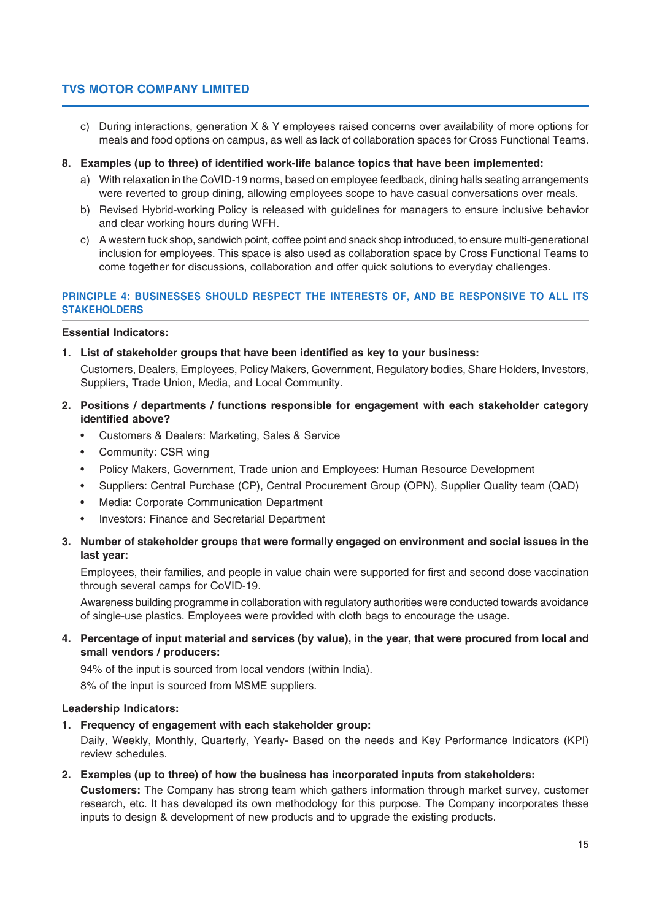c) During interactions, generation X & Y employees raised concerns over availability of more options for meals and food options on campus, as well as lack of collaboration spaces for Cross Functional Teams.

**8. Examples (up to three) of identified work-life balance topics that have been implemented:**

a) With relaxation in the CoVID-19 norms, based on employee feedback, dining halls seating arrangements were reverted to group dining, allowing employees scope to have casual conversations over meals.

b) Revised Hybrid-working Policy is released with guidelines for managers to ensure inclusive behavior and clear working hours during WFH.

c) A western tuck shop, sandwich point, coffee point and snack shop introduced, to ensure multi-generational inclusion for employees. This space is also used as collaboration space by Cross Functional Teams to come together for discussions, collaboration and offer quick solutions to everyday challenges.

## PRINCIPLE 4: BUSINESSES SHOULD RESPECT THE INTERESTS OF, AND BE RESPONSIVE TO ALL ITS STAKEHOLDERS

**Essential Indicators:**

**1. List of stakeholder groups that have been identified as key to your business:**

Customers, Dealers, Employees, Policy Makers, Government, Regulatory bodies, Share Holders, Investors, Suppliers, Trade Union, Media, and Local Community.

**2. Positions / departments / functions responsible for engagement with each stakeholder category identified above?**

- Customers & Dealers: Marketing, Sales & Service
- Community: CSR wing
- Policy Makers, Government, Trade union and Employees: Human Resource Development
- Suppliers: Central Purchase (CP), Central Procurement Group (OPN), Supplier Quality team (QAD)
- Media: Corporate Communication Department
- Investors: Finance and Secretarial Department

**3. Number of stakeholder groups that were formally engaged on environment and social issues in the last year:**

Employees, their families, and people in value chain were supported for first and second dose vaccination through several camps for CoVID-19.

Awareness building programme in collaboration with regulatory authorities were conducted towards avoidance of single-use plastics. Employees were provided with cloth bags to encourage the usage.

**4. Percentage of input material and services (by value), in the year, that were procured from local and small vendors / producers:**

94% of the input is sourced from local vendors (within India).

8% of the input is sourced from MSME suppliers.

**Leadership Indicators:**

**1. Frequency of engagement with each stakeholder group:**

Daily, Weekly, Monthly, Quarterly, Yearly- Based on the needs and Key Performance Indicators (KPI) review schedules.

**2. Examples (up to three) of how the business has incorporated inputs from stakeholders:**

**Customers:** The Company has strong team which gathers information through market survey, customer research, etc. It has developed its own methodology for this purpose. The Company incorporates these inputs to design & development of new products and to upgrade the existing products.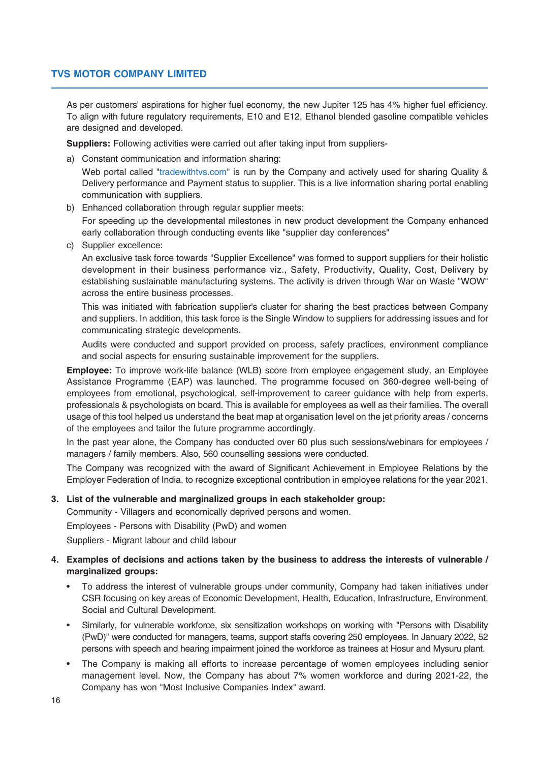As per customers' aspirations for higher fuel economy, the new Jupiter 125 has 4% higher fuel efficiency. To align with future regulatory requirements, E10 and E12, Ethanol blended gasoline compatible vehicles are designed and developed.

**Suppliers:** Following activities were carried out after taking input from suppliers-

a) Constant communication and information sharing:

   Web portal called "tradewithtvs.com" is run by the Company and actively used for sharing Quality & Delivery performance and Payment status to supplier. This is a live information sharing portal enabling communication with suppliers.

b) Enhanced collaboration through regular supplier meets:

   For speeding up the developmental milestones in new product development the Company enhanced early collaboration through conducting events like "supplier day conferences"

c) Supplier excellence:

   An exclusive task force towards "Supplier Excellence" was formed to support suppliers for their holistic development in their business performance viz., Safety, Productivity, Quality, Cost, Delivery by establishing sustainable manufacturing systems. The activity is driven through War on Waste "WOW" across the entire business processes.

   This was initiated with fabrication supplier's cluster for sharing the best practices between Company and suppliers. In addition, this task force is the Single Window to suppliers for addressing issues and for communicating strategic developments.

   Audits were conducted and support provided on process, safety practices, environment compliance and social aspects for ensuring sustainable improvement for the suppliers.

**Employee:** To improve work-life balance (WLB) score from employee engagement study, an Employee Assistance Programme (EAP) was launched. The programme focused on 360-degree well-being of employees from emotional, psychological, self-improvement to career guidance with help from experts, professionals & psychologists on board. This is available for employees as well as their families. The overall usage of this tool helped us understand the beat map at organisation level on the jet priority areas / concerns of the employees and tailor the future programme accordingly.

In the past year alone, the Company has conducted over 60 plus such sessions/webinars for employees / managers / family members. Also, 560 counselling sessions were conducted.

The Company was recognized with the award of Significant Achievement in Employee Relations by the Employer Federation of India, to recognize exceptional contribution in employee relations for the year 2021.

**3. List of the vulnerable and marginalized groups in each stakeholder group:**

Community - Villagers and economically deprived persons and women.

Employees - Persons with Disability (PwD) and women

Suppliers - Migrant labour and child labour

**4. Examples of decisions and actions taken by the business to address the interests of vulnerable / marginalized groups:**

- To address the interest of vulnerable groups under community, Company had taken initiatives under CSR focusing on key areas of Economic Development, Health, Education, Infrastructure, Environment, Social and Cultural Development.
- Similarly, for vulnerable workforce, six sensitization workshops on working with "Persons with Disability (PwD)" were conducted for managers, teams, support staffs covering 250 employees. In January 2022, 52 persons with speech and hearing impairment joined the workforce as trainees at Hosur and Mysuru plant.
- The Company is making all efforts to increase percentage of women employees including senior management level. Now, the Company has about 7% women workforce and during 2021-22, the Company has won "Most Inclusive Companies Index" award.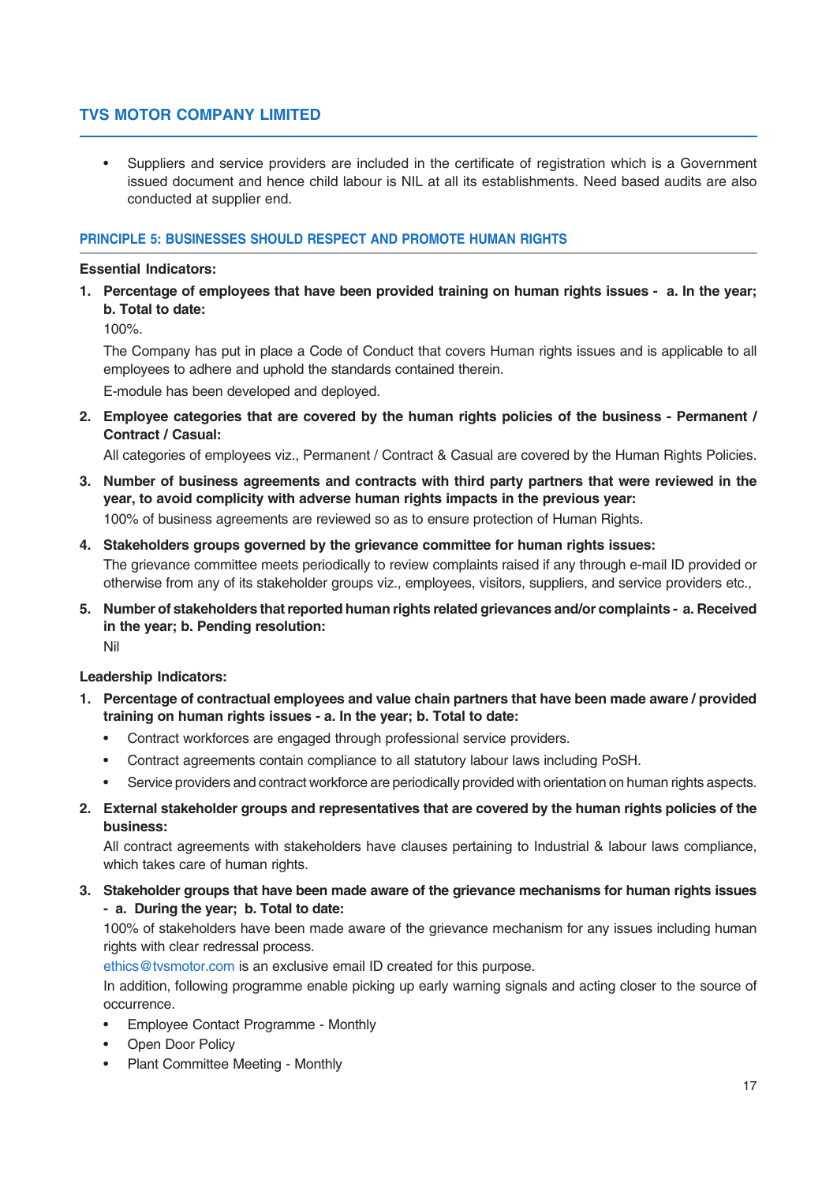- Suppliers and service providers are included in the certificate of registration which is a Government issued document and hence child labour is NIL at all its establishments. Need based audits are also conducted at supplier end.

## PRINCIPLE 5: BUSINESSES SHOULD RESPECT AND PROMOTE HUMAN RIGHTS

**Essential Indicators:**

1. **Percentage of employees that have been provided training on human rights issues - a. In the year; b. Total to date:**

   100%.

   The Company has put in place a Code of Conduct that covers Human rights issues and is applicable to all employees to adhere and uphold the standards contained therein.

   E-module has been developed and deployed.

2. **Employee categories that are covered by the human rights policies of the business - Permanent / Contract / Casual:**

   All categories of employees viz., Permanent / Contract & Casual are covered by the Human Rights Policies.

3. **Number of business agreements and contracts with third party partners that were reviewed in the year, to avoid complicity with adverse human rights impacts in the previous year:**

   100% of business agreements are reviewed so as to ensure protection of Human Rights.

4. **Stakeholders groups governed by the grievance committee for human rights issues:**

   The grievance committee meets periodically to review complaints raised if any through e-mail ID provided or otherwise from any of its stakeholder groups viz., employees, visitors, suppliers, and service providers etc.,

5. **Number of stakeholders that reported human rights related grievances and/or complaints - a. Received in the year; b. Pending resolution:**

   Nil

**Leadership Indicators:**

1. **Percentage of contractual employees and value chain partners that have been made aware / provided training on human rights issues - a. In the year; b. Total to date:**

   - Contract workforces are engaged through professional service providers.
   - Contract agreements contain compliance to all statutory labour laws including PoSH.
   - Service providers and contract workforce are periodically provided with orientation on human rights aspects.

2. **External stakeholder groups and representatives that are covered by the human rights policies of the business:**

   All contract agreements with stakeholders have clauses pertaining to Industrial & labour laws compliance, which takes care of human rights.

3. **Stakeholder groups that have been made aware of the grievance mechanisms for human rights issues - a. During the year; b. Total to date:**

   100% of stakeholders have been made aware of the grievance mechanism for any issues including human rights with clear redressal process.

   ethics@tvsmotor.com is an exclusive email ID created for this purpose.

   In addition, following programme enable picking up early warning signals and acting closer to the source of occurrence.

   - Employee Contact Programme - Monthly
   - Open Door Policy
   - Plant Committee Meeting - Monthly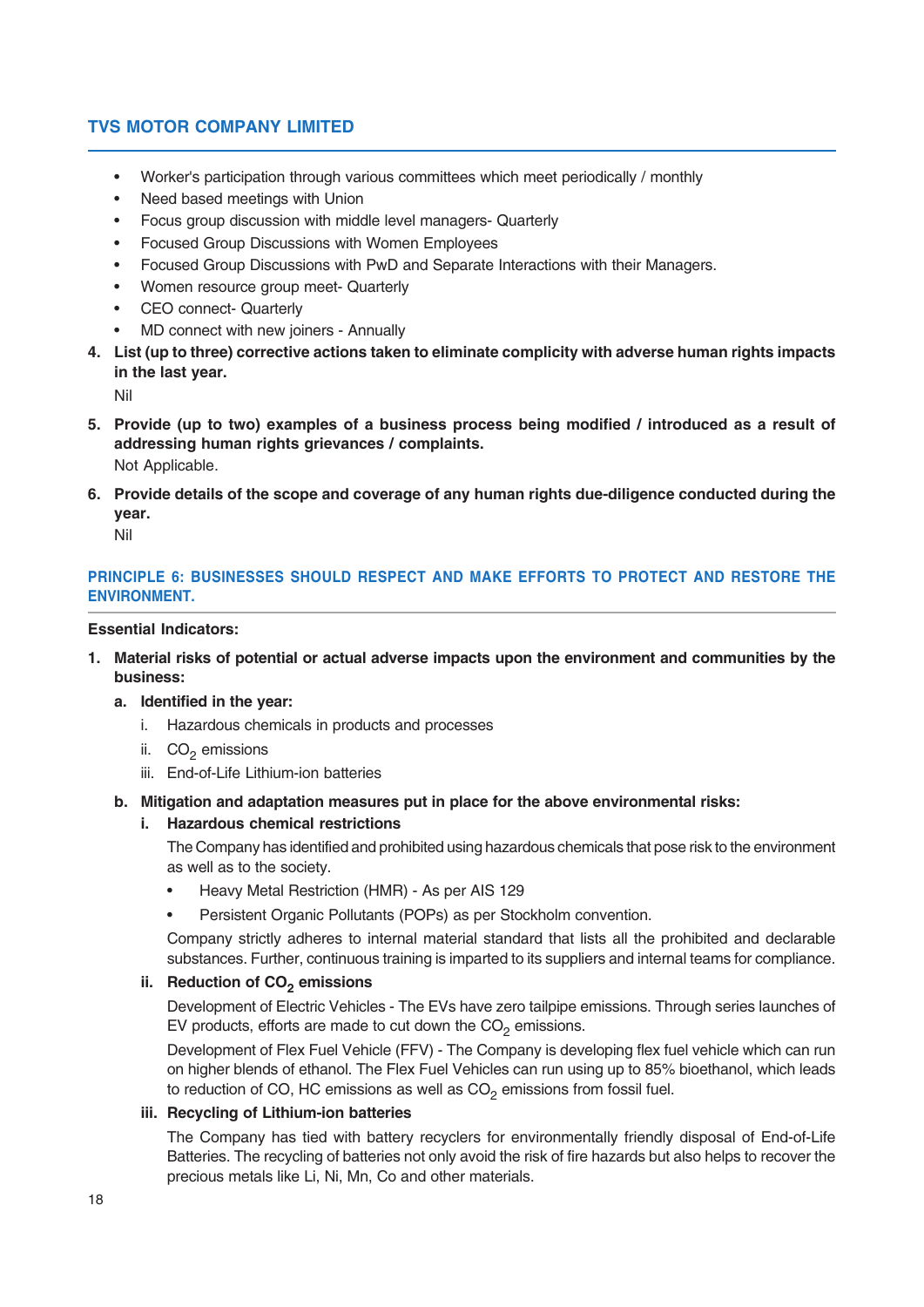- Worker's participation through various committees which meet periodically / monthly
- Need based meetings with Union
- Focus group discussion with middle level managers- Quarterly
- Focused Group Discussions with Women Employees
- Focused Group Discussions with PwD and Separate Interactions with their Managers.
- Women resource group meet- Quarterly
- CEO connect- Quarterly
- MD connect with new joiners - Annually

4. **List (up to three) corrective actions taken to eliminate complicity with adverse human rights impacts in the last year.**

   Nil

5. **Provide (up to two) examples of a business process being modified / introduced as a result of addressing human rights grievances / complaints.**

   Not Applicable.

6. **Provide details of the scope and coverage of any human rights due-diligence conducted during the year.**

   Nil

## PRINCIPLE 6: BUSINESSES SHOULD RESPECT AND MAKE EFFORTS TO PROTECT AND RESTORE THE ENVIRONMENT.

**Essential Indicators:**

1. **Material risks of potential or actual adverse impacts upon the environment and communities by the business:**

   a. **Identified in the year:**

      i. Hazardous chemicals in products and processes

      ii. $CO_2$ emissions

      iii. End-of-Life Lithium-ion batteries

   b. **Mitigation and adaptation measures put in place for the above environmental risks:**

      i. **Hazardous chemical restrictions**

      The Company has identified and prohibited using hazardous chemicals that pose risk to the environment as well as to the society.

      - Heavy Metal Restriction (HMR) - As per AIS 129
      - Persistent Organic Pollutants (POPs) as per Stockholm convention.

      Company strictly adheres to internal material standard that lists all the prohibited and declarable substances. Further, continuous training is imparted to its suppliers and internal teams for compliance.

      ii. **Reduction of $CO_2$ emissions**

      Development of Electric Vehicles - The EVs have zero tailpipe emissions. Through series launches of EV products, efforts are made to cut down the $CO_2$ emissions.

      Development of Flex Fuel Vehicle (FFV) - The Company is developing flex fuel vehicle which can run on higher blends of ethanol. The Flex Fuel Vehicles can run using up to 85% bioethanol, which leads to reduction of CO, HC emissions as well as $CO_2$ emissions from fossil fuel.

      iii. **Recycling of Lithium-ion batteries**

      The Company has tied with battery recyclers for environmentally friendly disposal of End-of-Life Batteries. The recycling of batteries not only avoid the risk of fire hazards but also helps to recover the precious metals like Li, Ni, Mn, Co and other materials.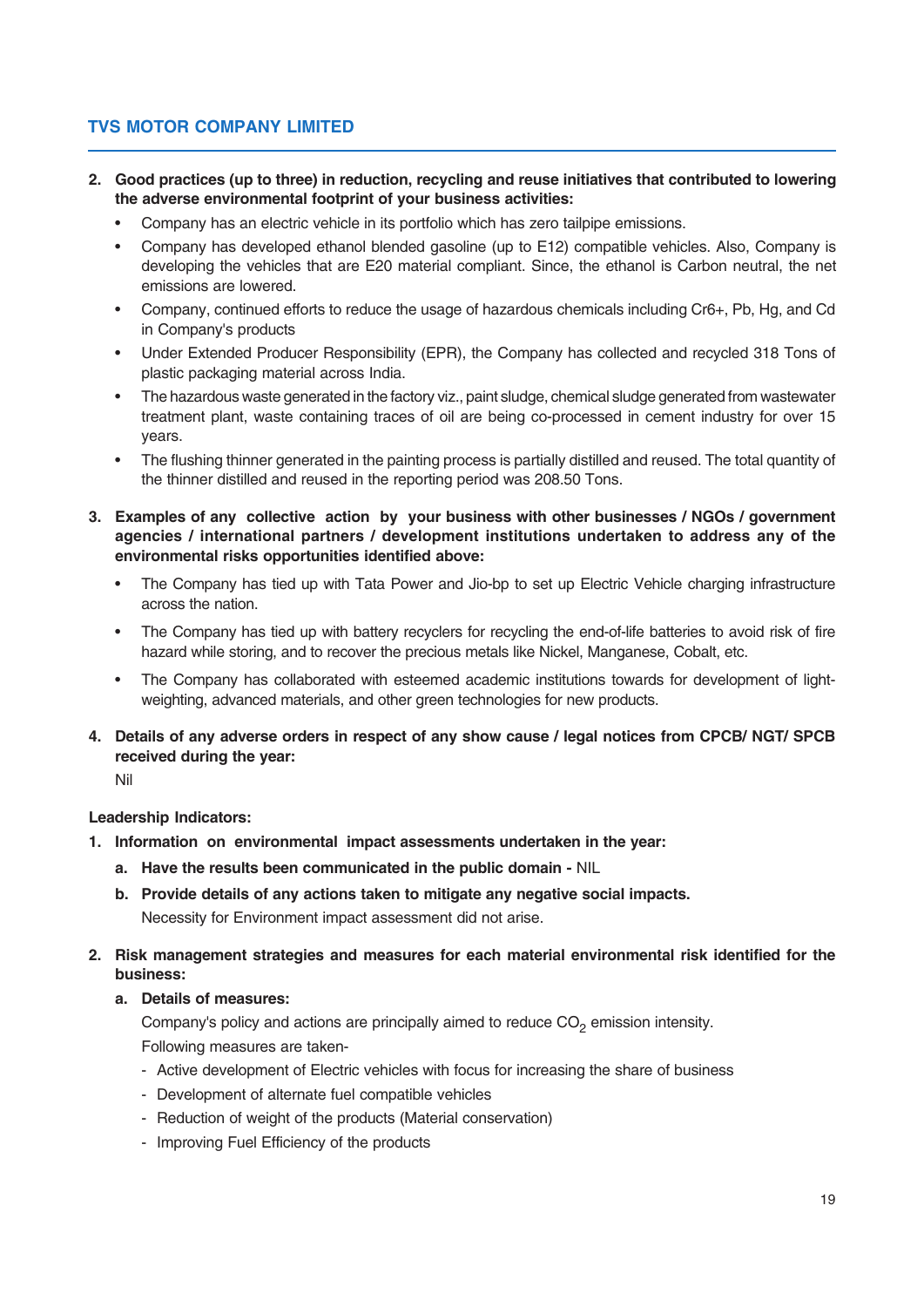2. **Good practices (up to three) in reduction, recycling and reuse initiatives that contributed to lowering the adverse environmental footprint of your business activities:**
   - Company has an electric vehicle in its portfolio which has zero tailpipe emissions.
   - Company has developed ethanol blended gasoline (up to E12) compatible vehicles. Also, Company is developing the vehicles that are E20 material compliant. Since, the ethanol is Carbon neutral, the net emissions are lowered.
   - Company, continued efforts to reduce the usage of hazardous chemicals including Cr6+, Pb, Hg, and Cd in Company's products
   - Under Extended Producer Responsibility (EPR), the Company has collected and recycled 318 Tons of plastic packaging material across India.
   - The hazardous waste generated in the factory viz., paint sludge, chemical sludge generated from wastewater treatment plant, waste containing traces of oil are being co-processed in cement industry for over 15 years.
   - The flushing thinner generated in the painting process is partially distilled and reused. The total quantity of the thinner distilled and reused in the reporting period was 208.50 Tons.

3. **Examples of any collective action by your business with other businesses / NGOs / government agencies / international partners / development institutions undertaken to address any of the environmental risks opportunities identified above:**
   - The Company has tied up with Tata Power and Jio-bp to set up Electric Vehicle charging infrastructure across the nation.
   - The Company has tied up with battery recyclers for recycling the end-of-life batteries to avoid risk of fire hazard while storing, and to recover the precious metals like Nickel, Manganese, Cobalt, etc.
   - The Company has collaborated with esteemed academic institutions towards for development of light-weighting, advanced materials, and other green technologies for new products.

4. **Details of any adverse orders in respect of any show cause / legal notices from CPCB/ NGT/ SPCB received during the year:**

   Nil

**Leadership Indicators:**

1. **Information on environmental impact assessments undertaken in the year:**
   a. **Have the results been communicated in the public domain -** NIL
   b. **Provide details of any actions taken to mitigate any negative social impacts.**
      Necessity for Environment impact assessment did not arise.

2. **Risk management strategies and measures for each material environmental risk identified for the business:**
   a. **Details of measures:**
      Company's policy and actions are principally aimed to reduce $CO_2$ emission intensity.
      Following measures are taken-
      - Active development of Electric vehicles with focus for increasing the share of business
      - Development of alternate fuel compatible vehicles
      - Reduction of weight of the products (Material conservation)
      - Improving Fuel Efficiency of the products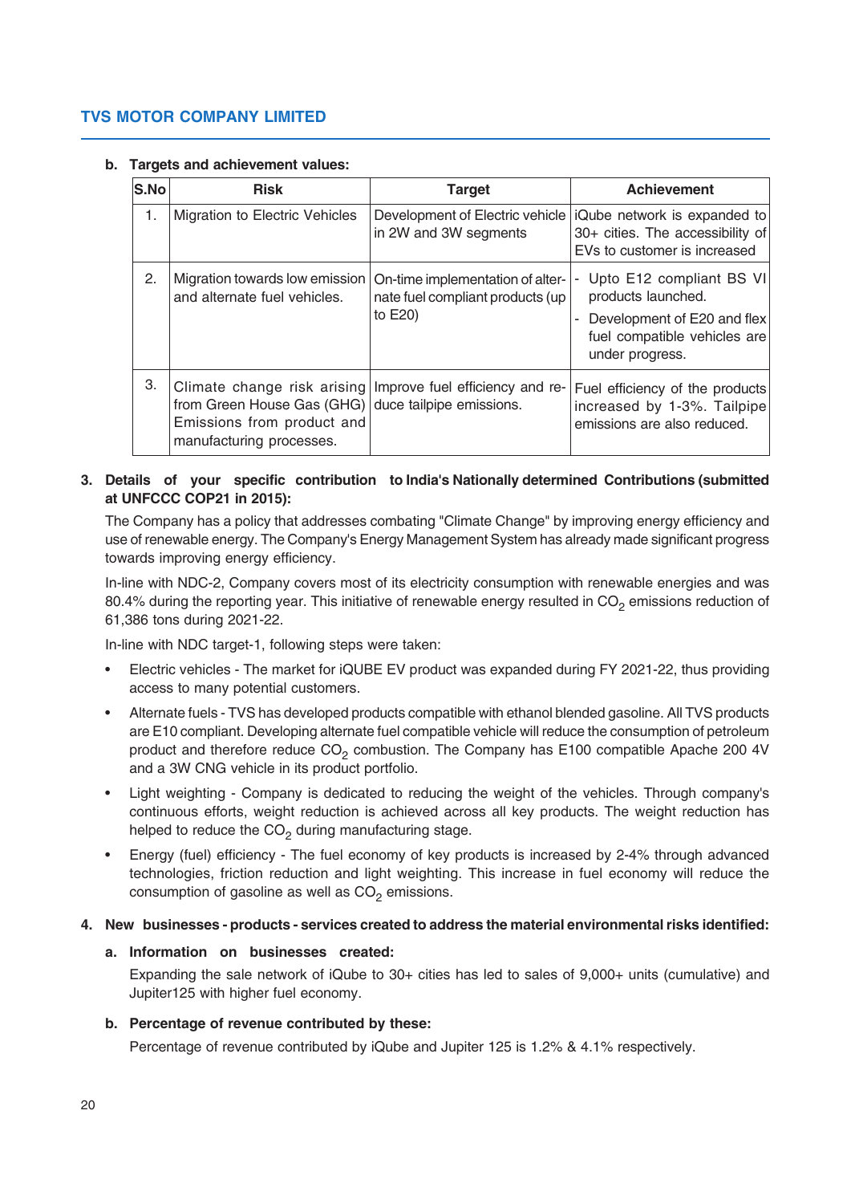**b. Targets and achievement values:**

| S.No | Risk | Target | Achievement |
|---|---|---|---|
| 1. | Migration to Electric Vehicles | Development of Electric vehicle in 2W and 3W segments | iQube network is expanded to 30+ cities. The accessibility of EVs to customer is increased |
| 2. | Migration towards low emission and alternate fuel vehicles. | On-time implementation of alternate fuel compliant products (up to E20) | - Upto E12 compliant BS VI products launched.<br>- Development of E20 and flex fuel compatible vehicles are under progress. |
| 3. | Climate change risk arising from Green House Gas (GHG) Emissions from product and manufacturing processes. | Improve fuel efficiency and reduce tailpipe emissions. | Fuel efficiency of the products increased by 1-3%. Tailpipe emissions are also reduced. |

**3. Details of your specific contribution to India's Nationally determined Contributions (submitted at UNFCCC COP21 in 2015):**

The Company has a policy that addresses combating "Climate Change" by improving energy efficiency and use of renewable energy. The Company's Energy Management System has already made significant progress towards improving energy efficiency.

In-line with NDC-2, Company covers most of its electricity consumption with renewable energies and was 80.4% during the reporting year. This initiative of renewable energy resulted in $CO_2$ emissions reduction of 61,386 tons during 2021-22.

In-line with NDC target-1, following steps were taken:

- Electric vehicles - The market for iQUBE EV product was expanded during FY 2021-22, thus providing access to many potential customers.
- Alternate fuels - TVS has developed products compatible with ethanol blended gasoline. All TVS products are E10 compliant. Developing alternate fuel compatible vehicle will reduce the consumption of petroleum product and therefore reduce $CO_2$ combustion. The Company has E100 compatible Apache 200 4V and a 3W CNG vehicle in its product portfolio.
- Light weighting - Company is dedicated to reducing the weight of the vehicles. Through company's continuous efforts, weight reduction is achieved across all key products. The weight reduction has helped to reduce the $CO_2$ during manufacturing stage.
- Energy (fuel) efficiency - The fuel economy of key products is increased by 2-4% through advanced technologies, friction reduction and light weighting. This increase in fuel economy will reduce the consumption of gasoline as well as $CO_2$ emissions.

**4. New businesses - products - services created to address the material environmental risks identified:**

**a. Information on businesses created:**

Expanding the sale network of iQube to 30+ cities has led to sales of 9,000+ units (cumulative) and Jupiter125 with higher fuel economy.

**b. Percentage of revenue contributed by these:**

Percentage of revenue contributed by iQube and Jupiter 125 is 1.2% & 4.1% respectively.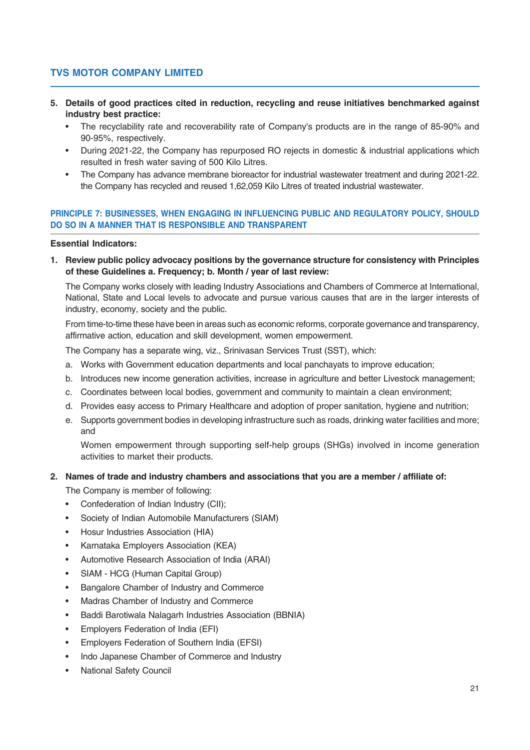5. **Details of good practices cited in reduction, recycling and reuse initiatives benchmarked against industry best practice:**
    - The recyclability rate and recoverability rate of Company's products are in the range of 85-90% and 90-95%, respectively.
    - During 2021-22, the Company has repurposed RO rejects in domestic & industrial applications which resulted in fresh water saving of 500 Kilo Litres.
    - The Company has advance membrane bioreactor for industrial wastewater treatment and during 2021-22. the Company has recycled and reused 1,62,059 Kilo Litres of treated industrial wastewater.

## PRINCIPLE 7: BUSINESSES, WHEN ENGAGING IN INFLUENCING PUBLIC AND REGULATORY POLICY, SHOULD DO SO IN A MANNER THAT IS RESPONSIBLE AND TRANSPARENT

**Essential Indicators:**

1. **Review public policy advocacy positions by the governance structure for consistency with Principles of these Guidelines a. Frequency; b. Month / year of last review:**

    The Company works closely with leading Industry Associations and Chambers of Commerce at International, National, State and Local levels to advocate and pursue various causes that are in the larger interests of industry, economy, society and the public.

    From time-to-time these have been in areas such as economic reforms, corporate governance and transparency, affirmative action, education and skill development, women empowerment.

    The Company has a separate wing, viz., Srinivasan Services Trust (SST), which:

    a. Works with Government education departments and local panchayats to improve education;

    b. Introduces new income generation activities, increase in agriculture and better Livestock management;

    c. Coordinates between local bodies, government and community to maintain a clean environment;

    d. Provides easy access to Primary Healthcare and adoption of proper sanitation, hygiene and nutrition;

    e. Supports government bodies in developing infrastructure such as roads, drinking water facilities and more; and

    Women empowerment through supporting self-help groups (SHGs) involved in income generation activities to market their products.

2. **Names of trade and industry chambers and associations that you are a member / affiliate of:**

    The Company is member of following:

    - Confederation of Indian Industry (CII);
    - Society of Indian Automobile Manufacturers (SIAM)
    - Hosur Industries Association (HIA)
    - Karnataka Employers Association (KEA)
    - Automotive Research Association of India (ARAI)
    - SIAM - HCG (Human Capital Group)
    - Bangalore Chamber of Industry and Commerce
    - Madras Chamber of Industry and Commerce
    - Baddi Barotiwala Nalagarh Industries Association (BBNIA)
    - Employers Federation of India (EFI)
    - Employers Federation of Southern India (EFSI)
    - Indo Japanese Chamber of Commerce and Industry
    - National Safety Council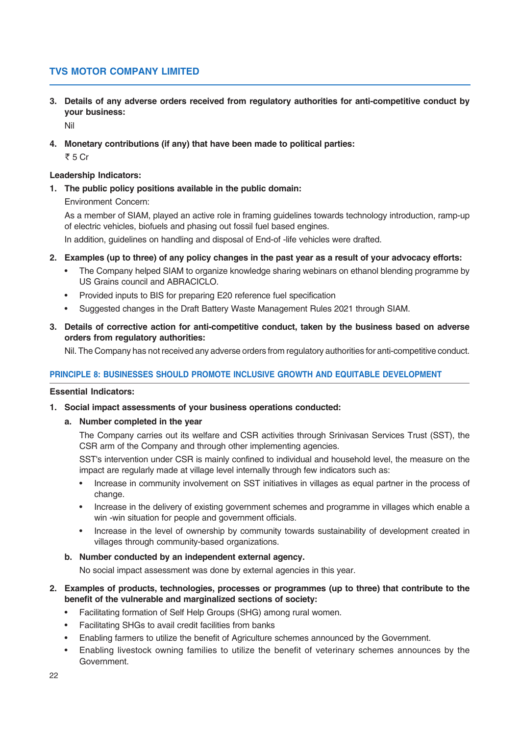3. **Details of any adverse orders received from regulatory authorities for anti-competitive conduct by your business:**

   Nil

4. **Monetary contributions (if any) that have been made to political parties:**

   ₹ 5 Cr

**Leadership Indicators:**

1. **The public policy positions available in the public domain:**

   Environment Concern:

   As a member of SIAM, played an active role in framing guidelines towards technology introduction, ramp-up of electric vehicles, biofuels and phasing out fossil fuel based engines.

   In addition, guidelines on handling and disposal of End-of -life vehicles were drafted.

2. **Examples (up to three) of any policy changes in the past year as a result of your advocacy efforts:**
   - The Company helped SIAM to organize knowledge sharing webinars on ethanol blending programme by US Grains council and ABRACICLO.
   - Provided inputs to BIS for preparing E20 reference fuel specification
   - Suggested changes in the Draft Battery Waste Management Rules 2021 through SIAM.

3. **Details of corrective action for anti-competitive conduct, taken by the business based on adverse orders from regulatory authorities:**

   Nil. The Company has not received any adverse orders from regulatory authorities for anti-competitive conduct.

## PRINCIPLE 8: BUSINESSES SHOULD PROMOTE INCLUSIVE GROWTH AND EQUITABLE DEVELOPMENT

**Essential Indicators:**

1. **Social impact assessments of your business operations conducted:**

   a. **Number completed in the year**

   The Company carries out its welfare and CSR activities through Srinivasan Services Trust (SST), the CSR arm of the Company and through other implementing agencies.

   SST's intervention under CSR is mainly confined to individual and household level, the measure on the impact are regularly made at village level internally through few indicators such as:

   - Increase in community involvement on SST initiatives in villages as equal partner in the process of change.
   - Increase in the delivery of existing government schemes and programme in villages which enable a win -win situation for people and government officials.
   - Increase in the level of ownership by community towards sustainability of development created in villages through community-based organizations.

   b. **Number conducted by an independent external agency.**

   No social impact assessment was done by external agencies in this year.

2. **Examples of products, technologies, processes or programmes (up to three) that contribute to the benefit of the vulnerable and marginalized sections of society:**
   - Facilitating formation of Self Help Groups (SHG) among rural women.
   - Facilitating SHGs to avail credit facilities from banks
   - Enabling farmers to utilize the benefit of Agriculture schemes announced by the Government.
   - Enabling livestock owning families to utilize the benefit of veterinary schemes announces by the Government.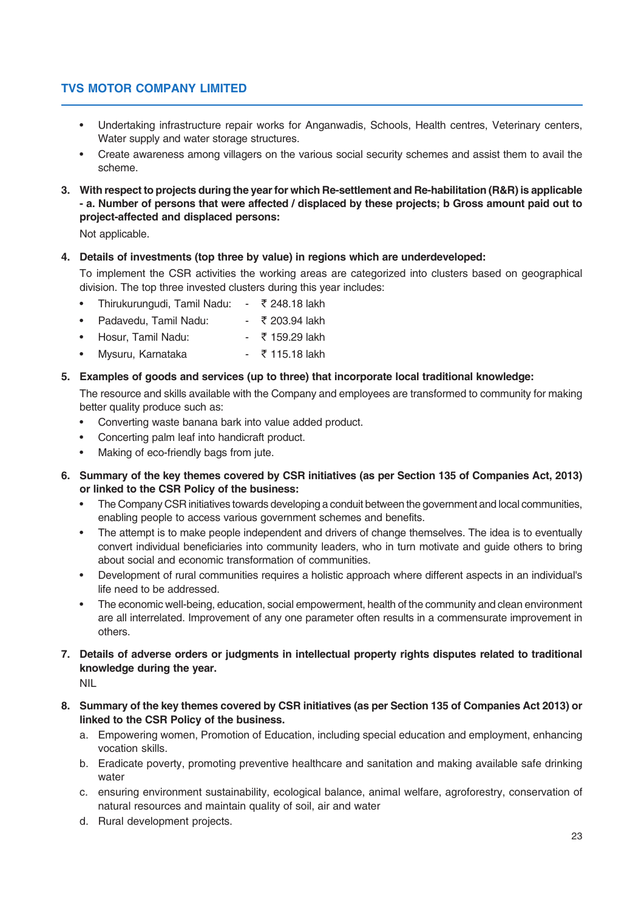- Undertaking infrastructure repair works for Anganwadis, Schools, Health centres, Veterinary centers, Water supply and water storage structures.
- Create awareness among villagers on the various social security schemes and assist them to avail the scheme.

**3. With respect to projects during the year for which Re-settlement and Re-habilitation (R&R) is applicable - a. Number of persons that were affected / displaced by these projects; b Gross amount paid out to project-affected and displaced persons:**

Not applicable.

**4. Details of investments (top three by value) in regions which are underdeveloped:**

To implement the CSR activities the working areas are categorized into clusters based on geographical division. The top three invested clusters during this year includes:

- Thirukurungudi, Tamil Nadu: - ₹ 248.18 lakh
- Padavedu, Tamil Nadu: - ₹ 203.94 lakh
- Hosur, Tamil Nadu: - ₹ 159.29 lakh
- Mysuru, Karnataka - ₹ 115.18 lakh

**5. Examples of goods and services (up to three) that incorporate local traditional knowledge:**

The resource and skills available with the Company and employees are transformed to community for making better quality produce such as:

- Converting waste banana bark into value added product.
- Concerting palm leaf into handicraft product.
- Making of eco-friendly bags from jute.

**6. Summary of the key themes covered by CSR initiatives (as per Section 135 of Companies Act, 2013) or linked to the CSR Policy of the business:**

- The Company CSR initiatives towards developing a conduit between the government and local communities, enabling people to access various government schemes and benefits.
- The attempt is to make people independent and drivers of change themselves. The idea is to eventually convert individual beneficiaries into community leaders, who in turn motivate and guide others to bring about social and economic transformation of communities.
- Development of rural communities requires a holistic approach where different aspects in an individual's life need to be addressed.
- The economic well-being, education, social empowerment, health of the community and clean environment are all interrelated. Improvement of any one parameter often results in a commensurate improvement in others.

**7. Details of adverse orders or judgments in intellectual property rights disputes related to traditional knowledge during the year.**

NIL

**8. Summary of the key themes covered by CSR initiatives (as per Section 135 of Companies Act 2013) or linked to the CSR Policy of the business.**

a. Empowering women, Promotion of Education, including special education and employment, enhancing vocation skills.

b. Eradicate poverty, promoting preventive healthcare and sanitation and making available safe drinking water

c. ensuring environment sustainability, ecological balance, animal welfare, agroforestry, conservation of natural resources and maintain quality of soil, air and water

d. Rural development projects.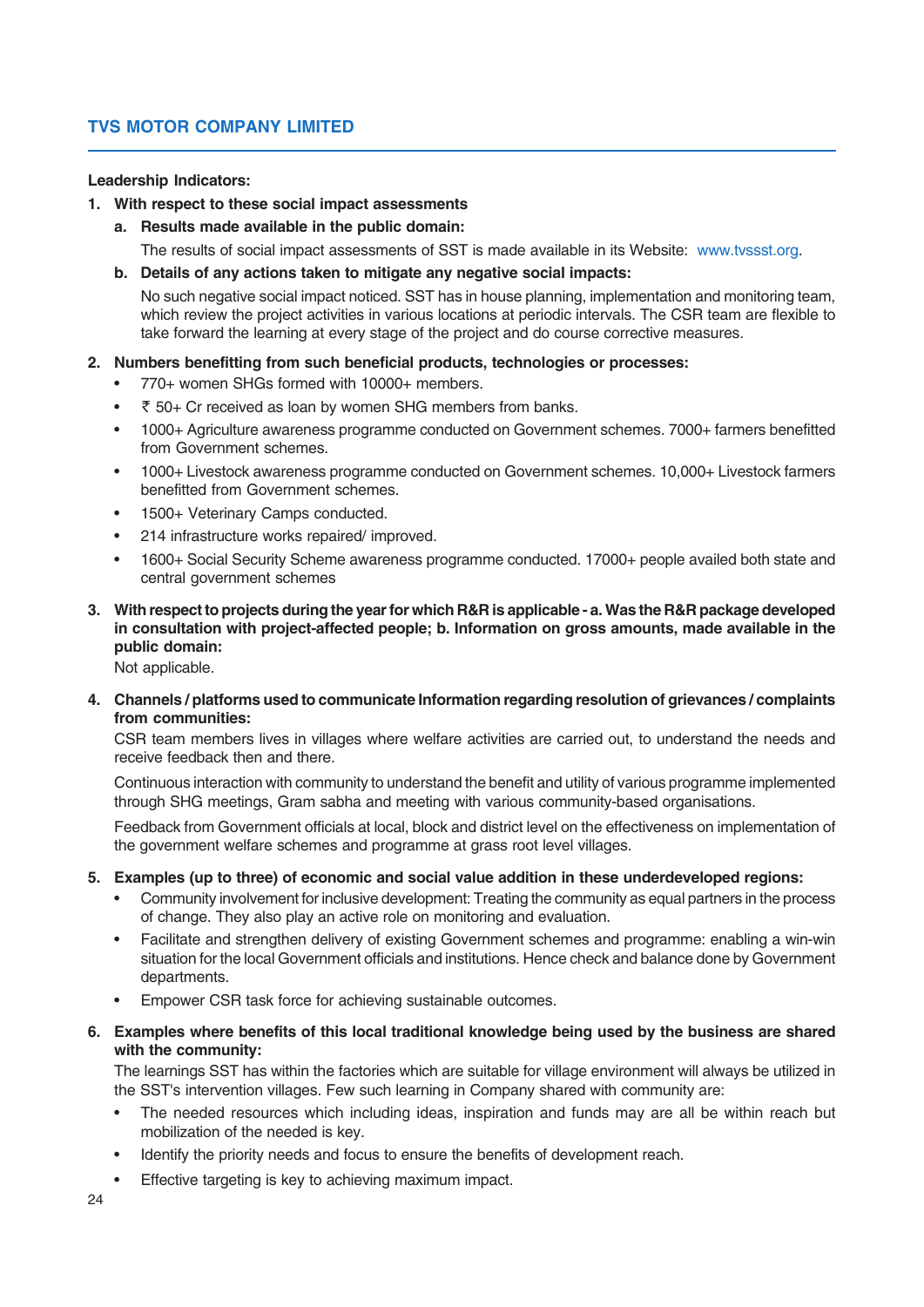**Leadership Indicators:**

1. **With respect to these social impact assessments**

   a. **Results made available in the public domain:**

   The results of social impact assessments of SST is made available in its Website: www.tvssst.org.

   b. **Details of any actions taken to mitigate any negative social impacts:**

   No such negative social impact noticed. SST has in house planning, implementation and monitoring team, which review the project activities in various locations at periodic intervals. The CSR team are flexible to take forward the learning at every stage of the project and do course corrective measures.

2. **Numbers benefitting from such beneficial products, technologies or processes:**

   - 770+ women SHGs formed with 10000+ members.
   - ₹ 50+ Cr received as loan by women SHG members from banks.
   - 1000+ Agriculture awareness programme conducted on Government schemes. 7000+ farmers benefitted from Government schemes.
   - 1000+ Livestock awareness programme conducted on Government schemes. 10,000+ Livestock farmers benefitted from Government schemes.
   - 1500+ Veterinary Camps conducted.
   - 214 infrastructure works repaired/ improved.
   - 1600+ Social Security Scheme awareness programme conducted. 17000+ people availed both state and central government schemes

3. **With respect to projects during the year for which R&R is applicable - a. Was the R&R package developed in consultation with project-affected people; b. Information on gross amounts, made available in the public domain:**

   Not applicable.

4. **Channels / platforms used to communicate Information regarding resolution of grievances / complaints from communities:**

   CSR team members lives in villages where welfare activities are carried out, to understand the needs and receive feedback then and there.

   Continuous interaction with community to understand the benefit and utility of various programme implemented through SHG meetings, Gram sabha and meeting with various community-based organisations.

   Feedback from Government officials at local, block and district level on the effectiveness on implementation of the government welfare schemes and programme at grass root level villages.

5. **Examples (up to three) of economic and social value addition in these underdeveloped regions:**

   - Community involvement for inclusive development: Treating the community as equal partners in the process of change. They also play an active role on monitoring and evaluation.
   - Facilitate and strengthen delivery of existing Government schemes and programme: enabling a win-win situation for the local Government officials and institutions. Hence check and balance done by Government departments.
   - Empower CSR task force for achieving sustainable outcomes.

6. **Examples where benefits of this local traditional knowledge being used by the business are shared with the community:**

   The learnings SST has within the factories which are suitable for village environment will always be utilized in the SST's intervention villages. Few such learning in Company shared with community are:

   - The needed resources which including ideas, inspiration and funds may are all be within reach but mobilization of the needed is key.
   - Identify the priority needs and focus to ensure the benefits of development reach.
   - Effective targeting is key to achieving maximum impact.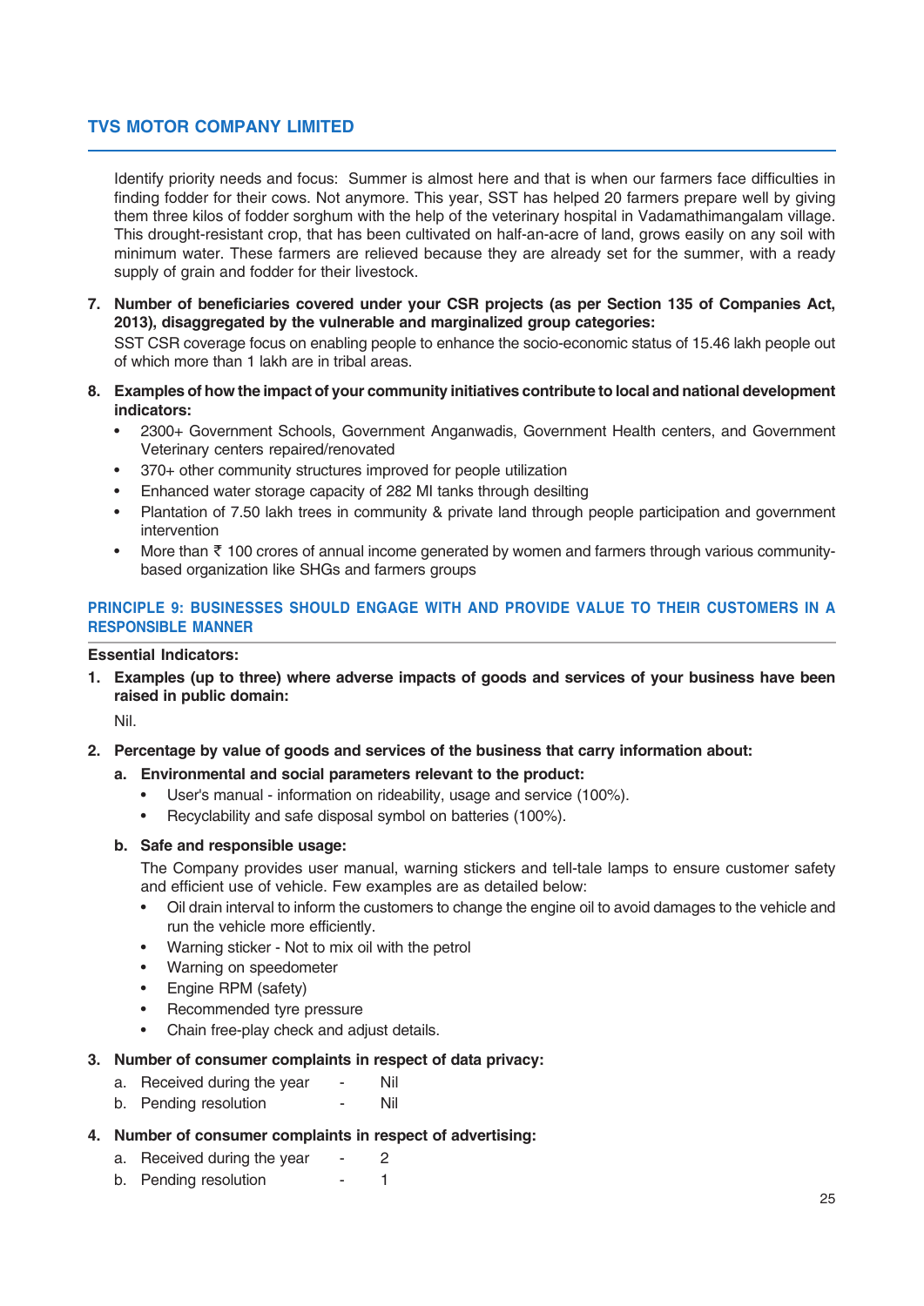Identify priority needs and focus: Summer is almost here and that is when our farmers face difficulties in finding fodder for their cows. Not anymore. This year, SST has helped 20 farmers prepare well by giving them three kilos of fodder sorghum with the help of the veterinary hospital in Vadamathimangalam village. This drought-resistant crop, that has been cultivated on half-an-acre of land, grows easily on any soil with minimum water. These farmers are relieved because they are already set for the summer, with a ready supply of grain and fodder for their livestock.

7. **Number of beneficiaries covered under your CSR projects (as per Section 135 of Companies Act, 2013), disaggregated by the vulnerable and marginalized group categories:**

   SST CSR coverage focus on enabling people to enhance the socio-economic status of 15.46 lakh people out of which more than 1 lakh are in tribal areas.

8. **Examples of how the impact of your community initiatives contribute to local and national development indicators:**
   - 2300+ Government Schools, Government Anganwadis, Government Health centers, and Government Veterinary centers repaired/renovated
   - 370+ other community structures improved for people utilization
   - Enhanced water storage capacity of 282 MI tanks through desilting
   - Plantation of 7.50 lakh trees in community & private land through people participation and government intervention
   - More than ₹ 100 crores of annual income generated by women and farmers through various community-based organization like SHGs and farmers groups

## PRINCIPLE 9: BUSINESSES SHOULD ENGAGE WITH AND PROVIDE VALUE TO THEIR CUSTOMERS IN A RESPONSIBLE MANNER

**Essential Indicators:**

1. **Examples (up to three) where adverse impacts of goods and services of your business have been raised in public domain:**

   Nil.

2. **Percentage by value of goods and services of the business that carry information about:**

   a. **Environmental and social parameters relevant to the product:**
      - User's manual - information on rideability, usage and service (100%).
      - Recyclability and safe disposal symbol on batteries (100%).

   b. **Safe and responsible usage:**

      The Company provides user manual, warning stickers and tell-tale lamps to ensure customer safety and efficient use of vehicle. Few examples are as detailed below:
      - Oil drain interval to inform the customers to change the engine oil to avoid damages to the vehicle and run the vehicle more efficiently.
      - Warning sticker - Not to mix oil with the petrol
      - Warning on speedometer
      - Engine RPM (safety)
      - Recommended tyre pressure
      - Chain free-play check and adjust details.

3. **Number of consumer complaints in respect of data privacy:**

   a. Received during the year - Nil

   b. Pending resolution - Nil

4. **Number of consumer complaints in respect of advertising:**

   a. Received during the year - 2

   b. Pending resolution - 1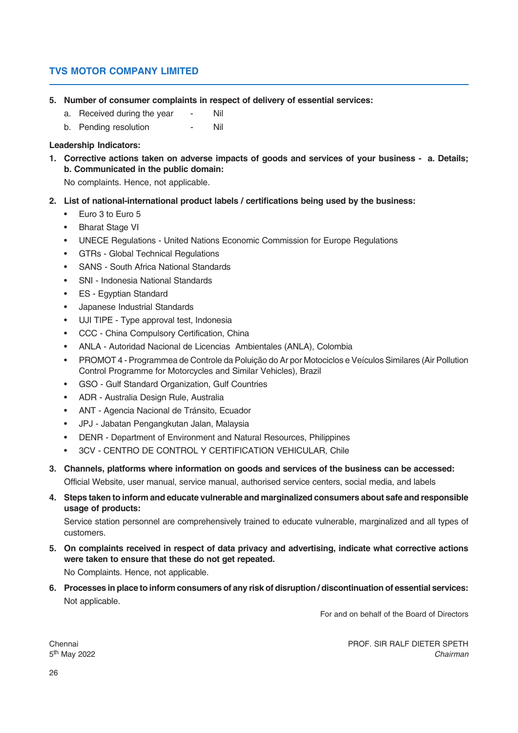5. **Number of consumer complaints in respect of delivery of essential services:**
   a. Received during the year - Nil
   b. Pending resolution - Nil

**Leadership Indicators:**

1. **Corrective actions taken on adverse impacts of goods and services of your business - a. Details; b. Communicated in the public domain:**

   No complaints. Hence, not applicable.

2. **List of national-international product labels / certifications being used by the business:**
   - Euro 3 to Euro 5
   - Bharat Stage VI
   - UNECE Regulations - United Nations Economic Commission for Europe Regulations
   - GTRs - Global Technical Regulations
   - SANS - South Africa National Standards
   - SNI - Indonesia National Standards
   - ES - Egyptian Standard
   - Japanese Industrial Standards
   - UJI TIPE - Type approval test, Indonesia
   - CCC - China Compulsory Certification, China
   - ANLA - Autoridad Nacional de Licencias Ambientales (ANLA), Colombia
   - PROMOT 4 - Programmea de Controle da Poluição do Ar por Motociclos e Veículos Similares (Air Pollution Control Programme for Motorcycles and Similar Vehicles), Brazil
   - GSO - Gulf Standard Organization, Gulf Countries
   - ADR - Australia Design Rule, Australia
   - ANT - Agencia Nacional de Tránsito, Ecuador
   - JPJ - Jabatan Pengangkutan Jalan, Malaysia
   - DENR - Department of Environment and Natural Resources, Philippines
   - 3CV - CENTRO DE CONTROL Y CERTIFICATION VEHICULAR, Chile

3. **Channels, platforms where information on goods and services of the business can be accessed:**

   Official Website, user manual, service manual, authorised service centers, social media, and labels

4. **Steps taken to inform and educate vulnerable and marginalized consumers about safe and responsible usage of products:**

   Service station personnel are comprehensively trained to educate vulnerable, marginalized and all types of customers.

5. **On complaints received in respect of data privacy and advertising, indicate what corrective actions were taken to ensure that these do not get repeated.**

   No Complaints. Hence, not applicable.

6. **Processes in place to inform consumers of any risk of disruption / discontinuation of essential services:**

   Not applicable.

For and on behalf of the Board of Directors

Chennai
5th May 2022

PROF. SIR RALF DIETER SPETH
*Chairman*